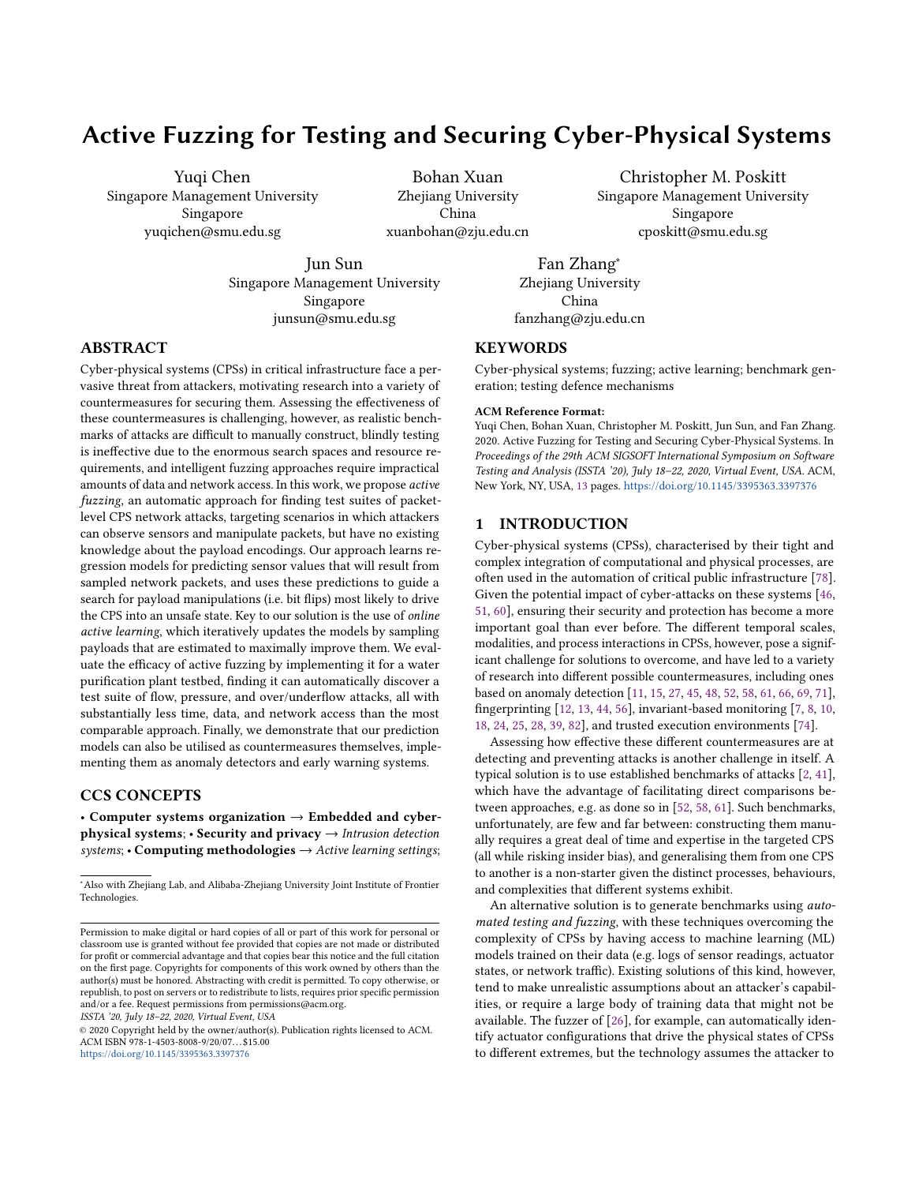# Active Fuzzing for Testing and Securing Cyber-Physical Systems

Yuqi Chen
Singapore Management University
Singapore
yuqichen@smu.edu.sg

Bohan Xuan
Zhejiang University
China
xuanbohan@zju.edu.cn

Christopher M. Poskitt
Singapore Management University
Singapore
cposkitt@smu.edu.sg

Jun Sun
Singapore Management University
Singapore
junsun@smu.edu.sg

Fan Zhang*
Zhejiang University
China
fanzhang@zju.edu.cn

## ABSTRACT

Cyber-physical systems (CPSs) in critical infrastructure face a pervasive threat from attackers, motivating research into a variety of countermeasures for securing them. Assessing the effectiveness of these countermeasures is challenging, however, as realistic benchmarks of attacks are difficult to manually construct, blindly testing is ineffective due to the enormous search spaces and resource requirements, and intelligent fuzzing approaches require impractical amounts of data and network access. In this work, we propose *active fuzzing*, an automatic approach for finding test suites of packet-level CPS network attacks, targeting scenarios in which attackers can observe sensors and manipulate packets, but have no existing knowledge about the payload encodings. Our approach learns regression models for predicting sensor values that will result from sampled network packets, and uses these predictions to guide a search for payload manipulations (i.e. bit flips) most likely to drive the CPS into an unsafe state. Key to our solution is the use of *online active learning*, which iteratively updates the models by sampling payloads that are estimated to maximally improve them. We evaluate the efficacy of active fuzzing by implementing it for a water purification plant testbed, finding it can automatically discover a test suite of flow, pressure, and over/underflow attacks, all with substantially less time, data, and network access than the most comparable approach. Finally, we demonstrate that our prediction models can also be utilised as countermeasures themselves, implementing them as anomaly detectors and early warning systems.

## CCS CONCEPTS

• **Computer systems organization** → **Embedded and cyber-physical systems**; • **Security and privacy** → *Intrusion detection systems*; • **Computing methodologies** → *Active learning settings*;

## KEYWORDS

Cyber-physical systems; fuzzing; active learning; benchmark generation; testing defence mechanisms

**ACM Reference Format:**
Yuqi Chen, Bohan Xuan, Christopher M. Poskitt, Jun Sun, and Fan Zhang. 2020. Active Fuzzing for Testing and Securing Cyber-Physical Systems. In *Proceedings of the 29th ACM SIGSOFT International Symposium on Software Testing and Analysis (ISSTA '20), July 18–22, 2020, Virtual Event, USA.* ACM, New York, NY, USA, 13 pages. https://doi.org/10.1145/3395363.3397376

## 1 INTRODUCTION

Cyber-physical systems (CPSs), characterised by their tight and complex integration of computational and physical processes, are often used in the automation of critical public infrastructure [78]. Given the potential impact of cyber-attacks on these systems [46, 51, 60], ensuring their security and protection has become a more important goal than ever before. The different temporal scales, modalities, and process interactions in CPSs, however, pose a significant challenge for solutions to overcome, and have led to a variety of research into different possible countermeasures, including ones based on anomaly detection [11, 15, 27, 45, 48, 52, 58, 61, 66, 69, 71], fingerprinting [12, 13, 44, 56], invariant-based monitoring [7, 8, 10, 18, 24, 25, 28, 39, 82], and trusted execution environments [74].

Assessing how effective these different countermeasures are at detecting and preventing attacks is another challenge in itself. A typical solution is to use established benchmarks of attacks [2, 41], which have the advantage of facilitating direct comparisons between approaches, e.g. as done so in [52, 58, 61]. Such benchmarks, unfortunately, are few and far between: constructing them manually requires a great deal of time and expertise in the targeted CPS (all while risking insider bias), and generalising them from one CPS to another is a non-starter given the distinct processes, behaviours, and complexities that different systems exhibit.

An alternative solution is to generate benchmarks using *automated testing and fuzzing*, with these techniques overcoming the complexity of CPSs by having access to machine learning (ML) models trained on their data (e.g. logs of sensor readings, actuator states, or network traffic). Existing solutions of this kind, however, tend to make unrealistic assumptions about an attacker's capabilities, or require a large body of training data that might not be available. The fuzzer of [26], for example, can automatically identify actuator configurations that drive the physical states of CPSs to different extremes, but the technology assumes the attacker to

*Also with Zhejiang Lab, and Alibaba-Zhejiang University Joint Institute of Frontier Technologies.

Permission to make digital or hard copies of all or part of this work for personal or classroom use is granted without fee provided that copies are not made or distributed for profit or commercial advantage and that copies bear this notice and the full citation on the first page. Copyrights for components of this work owned by others than the author(s) must be honored. Abstracting with credit is permitted. To copy otherwise, or republish, to post on servers or to redistribute to lists, requires prior specific permission and/or a fee. Request permissions from permissions@acm.org.
*ISSTA '20, July 18–22, 2020, Virtual Event, USA*
© 2020 Copyright held by the owner/author(s). Publication rights licensed to ACM.
ACM ISBN 978-1-4503-8008-9/20/07...$15.00
https://doi.org/10.1145/3395363.3397376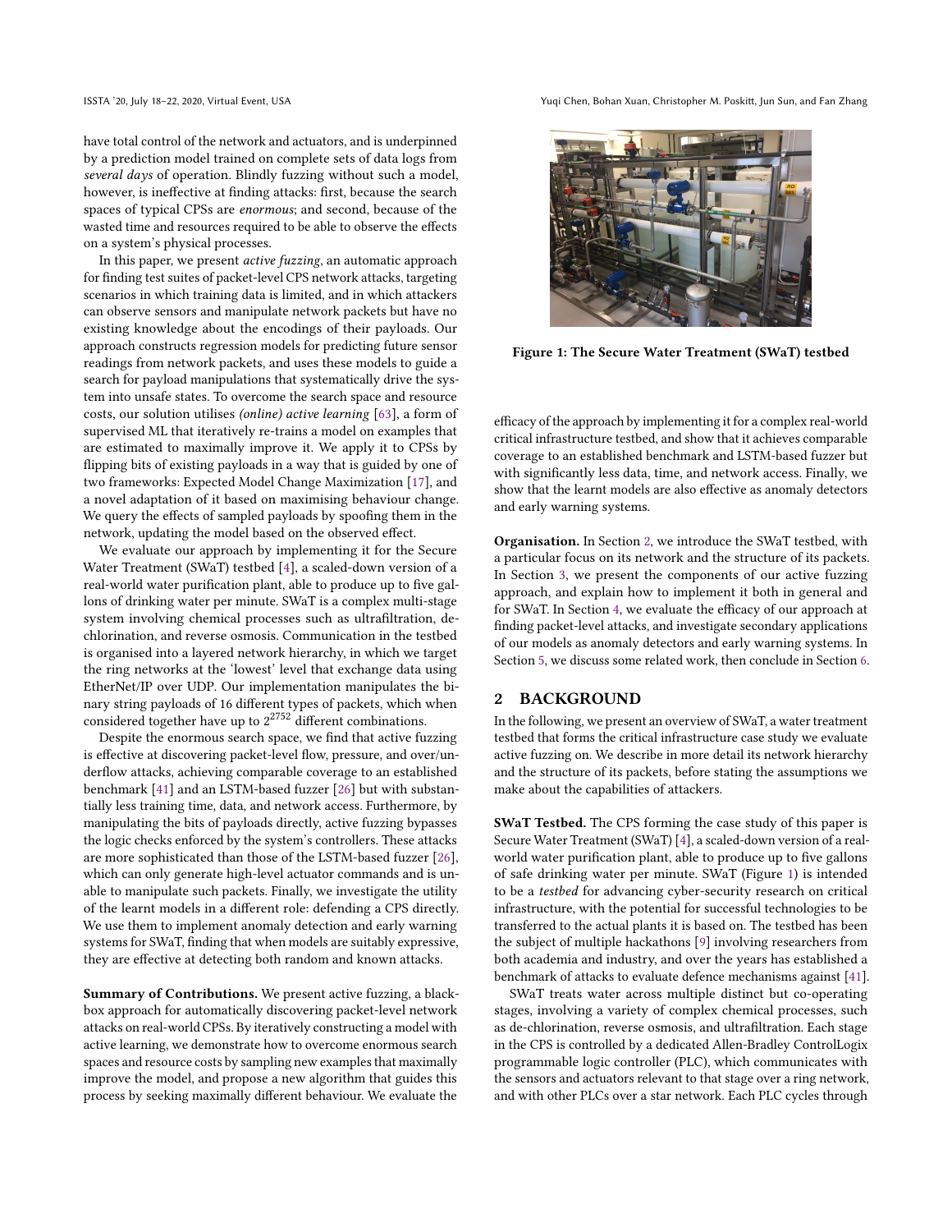have total control of the network and actuators, and is underpinned by a prediction model trained on complete sets of data logs from *several days* of operation. Blindly fuzzing without such a model, however, is ineffective at finding attacks: first, because the search spaces of typical CPSs are *enormous*; and second, because of the wasted time and resources required to be able to observe the effects on a system's physical processes.

In this paper, we present *active fuzzing*, an automatic approach for finding test suites of packet-level CPS network attacks, targeting scenarios in which training data is limited, and in which attackers can observe sensors and manipulate network packets but have no existing knowledge about the encodings of their payloads. Our approach constructs regression models for predicting future sensor readings from network packets, and uses these models to guide a search for payload manipulations that systematically drive the system into unsafe states. To overcome the search space and resource costs, our solution utilises *(online) active learning* [63], a form of supervised ML that iteratively re-trains a model on examples that are estimated to maximally improve it. We apply it to CPSs by flipping bits of existing payloads in a way that is guided by one of two frameworks: Expected Model Change Maximization [17], and a novel adaptation of it based on maximising behaviour change. We query the effects of sampled payloads by spoofing them in the network, updating the model based on the observed effect.

We evaluate our approach by implementing it for the Secure Water Treatment (SWaT) testbed [4], a scaled-down version of a real-world water purification plant, able to produce up to five gallons of drinking water per minute. SWaT is a complex multi-stage system involving chemical processes such as ultrafiltration, de-chlorination, and reverse osmosis. Communication in the testbed is organised into a layered network hierarchy, in which we target the ring networks at the 'lowest' level that exchange data using EtherNet/IP over UDP. Our implementation manipulates the binary string payloads of 16 different types of packets, which when considered together have up to $2^{2752}$ different combinations.

Despite the enormous search space, we find that active fuzzing is effective at discovering packet-level flow, pressure, and over/underflow attacks, achieving comparable coverage to an established benchmark [41] and an LSTM-based fuzzer [26] but with substantially less training time, data, and network access. Furthermore, by manipulating the bits of payloads directly, active fuzzing bypasses the logic checks enforced by the system's controllers. These attacks are more sophisticated than those of the LSTM-based fuzzer [26], which can only generate high-level actuator commands and is unable to manipulate such packets. Finally, we investigate the utility of the learnt models in a different role: defending a CPS directly. We use them to implement anomaly detection and early warning systems for SWaT, finding that when models are suitably expressive, they are effective at detecting both random and known attacks.

**Summary of Contributions.** We present active fuzzing, a black-box approach for automatically discovering packet-level network attacks on real-world CPSs. By iteratively constructing a model with active learning, we demonstrate how to overcome enormous search spaces and resource costs by sampling new examples that maximally improve the model, and propose a new algorithm that guides this process by seeking maximally different behaviour. We evaluate the efficacy of the approach by implementing it for a complex real-world critical infrastructure testbed, and show that it achieves comparable coverage to an established benchmark and LSTM-based fuzzer but with significantly less data, time, and network access. Finally, we show that the learnt models are also effective as anomaly detectors and early warning systems.

Figure 1: The Secure Water Treatment (SWaT) testbed

**Organisation.** In Section 2, we introduce the SWaT testbed, with a particular focus on its network and the structure of its packets. In Section 3, we present the components of our active fuzzing approach, and explain how to implement it both in general and for SWaT. In Section 4, we evaluate the efficacy of our approach at finding packet-level attacks, and investigate secondary applications of our models as anomaly detectors and early warning systems. In Section 5, we discuss some related work, then conclude in Section 6.

## 2 BACKGROUND

In the following, we present an overview of SWaT, a water treatment testbed that forms the critical infrastructure case study we evaluate active fuzzing on. We describe in more detail its network hierarchy and the structure of its packets, before stating the assumptions we make about the capabilities of attackers.

**SWaT Testbed.** The CPS forming the case study of this paper is Secure Water Treatment (SWaT) [4], a scaled-down version of a real-world water purification plant, able to produce up to five gallons of safe drinking water per minute. SWaT (Figure 1) is intended to be a *testbed* for advancing cyber-security research on critical infrastructure, with the potential for successful technologies to be transferred to the actual plants it is based on. The testbed has been the subject of multiple hackathons [9] involving researchers from both academia and industry, and over the years has established a benchmark of attacks to evaluate defence mechanisms against [41].

SWaT treats water across multiple distinct but co-operating stages, involving a variety of complex chemical processes, such as de-chlorination, reverse osmosis, and ultrafiltration. Each stage in the CPS is controlled by a dedicated Allen-Bradley ControlLogix programmable logic controller (PLC), which communicates with the sensors and actuators relevant to that stage over a ring network, and with other PLCs over a star network. Each PLC cycles through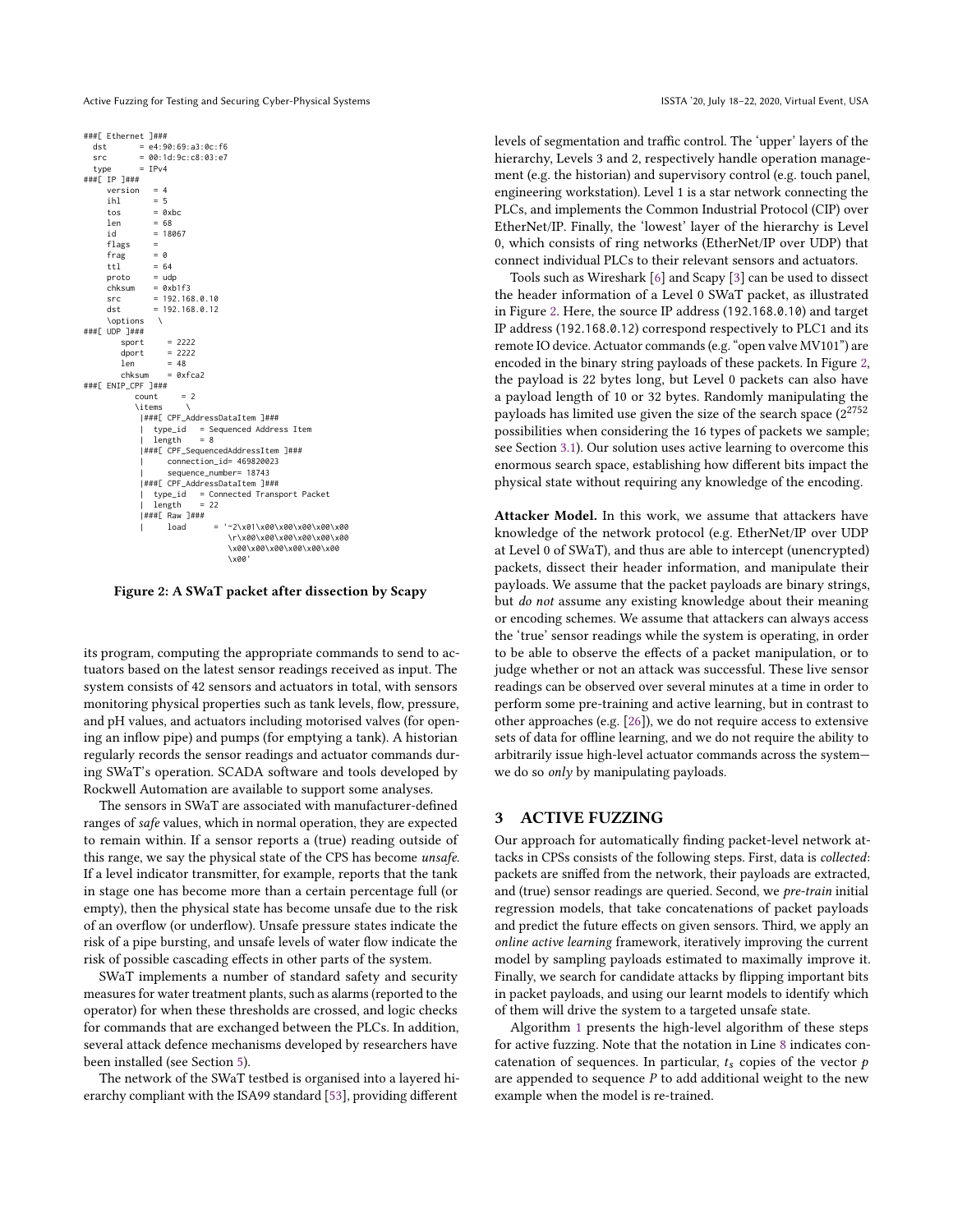```
###[ Ethernet ]###
  dst       = e4:90:69:a3:0c:f6
  src       = 00:1d:9c:c8:03:e7
  type      = IPv4
###[ IP ]###
     version   = 4
     ihl       = 5
     tos       = 0xbc
     len       = 68
     id        = 18067
     flags     =
     frag      = 0
     ttl       = 64
     proto     = udp
     chksum    = 0xb1f3
     src       = 192.168.0.10
     dst       = 192.168.0.12
     \options   \
###[ UDP ]###
        sport     = 2222
        dport     = 2222
        len       = 48
        chksum    = 0xfca2
###[ ENIP_CPF ]###
           count     = 2
           \items     \
            |###[ CPF_AddressDataItem ]###
            |  type_id   = Sequenced Address Item
            |  length    = 8
            |###[ CPF_SequencedAddressItem ]###
            |     connection_id= 469820023
            |     sequence_number= 18743
            |###[ CPF_AddressDataItem ]###
            |  type_id   = Connected Transport Packet
            |  length    = 22
            |###[ Raw ]###
            |     load      = '~2\x01\x00\x00\x00\x00\x00
                               \r\x00\x00\x00\x00\x00\x00
                               \x00\x00\x00\x00\x00\x00
                               \x00'
```

**Figure 2: A SWaT packet after dissection by Scapy**

its program, computing the appropriate commands to send to actuators based on the latest sensor readings received as input. The system consists of 42 sensors and actuators in total, with sensors monitoring physical properties such as tank levels, flow, pressure, and pH values, and actuators including motorised valves (for opening an inflow pipe) and pumps (for emptying a tank). A historian regularly records the sensor readings and actuator commands during SWaT's operation. SCADA software and tools developed by Rockwell Automation are available to support some analyses.

The sensors in SWaT are associated with manufacturer-defined ranges of *safe* values, which in normal operation, they are expected to remain within. If a sensor reports a (true) reading outside of this range, we say the physical state of the CPS has become *unsafe*. If a level indicator transmitter, for example, reports that the tank in stage one has become more than a certain percentage full (or empty), then the physical state has become unsafe due to the risk of an overflow (or underflow). Unsafe pressure states indicate the risk of a pipe bursting, and unsafe levels of water flow indicate the risk of possible cascading effects in other parts of the system.

SWaT implements a number of standard safety and security measures for water treatment plants, such as alarms (reported to the operator) for when these thresholds are crossed, and logic checks for commands that are exchanged between the PLCs. In addition, several attack defence mechanisms developed by researchers have been installed (see Section 5).

The network of the SWaT testbed is organised into a layered hierarchy compliant with the ISA99 standard [53], providing different levels of segmentation and traffic control. The 'upper' layers of the hierarchy, Levels 3 and 2, respectively handle operation management (e.g. the historian) and supervisory control (e.g. touch panel, engineering workstation). Level 1 is a star network connecting the PLCs, and implements the Common Industrial Protocol (CIP) over EtherNet/IP. Finally, the 'lowest' layer of the hierarchy is Level 0, which consists of ring networks (EtherNet/IP over UDP) that connect individual PLCs to their relevant sensors and actuators.

Tools such as Wireshark [6] and Scapy [3] can be used to dissect the header information of a Level 0 SWaT packet, as illustrated in Figure 2. Here, the source IP address (192.168.0.10) and target IP address (192.168.0.12) correspond respectively to PLC1 and its remote IO device. Actuator commands (e.g. "open valve MV101") are encoded in the binary string payloads of these packets. In Figure 2, the payload is 22 bytes long, but Level 0 packets can also have a payload length of 10 or 32 bytes. Randomly manipulating the payloads has limited use given the size of the search space ($2^{2752}$ possibilities when considering the 16 types of packets we sample; see Section 3.1). Our solution uses active learning to overcome this enormous search space, establishing how different bits impact the physical state without requiring any knowledge of the encoding.

**Attacker Model.** In this work, we assume that attackers have knowledge of the network protocol (e.g. EtherNet/IP over UDP at Level 0 of SWaT), and thus are able to intercept (unencrypted) packets, dissect their header information, and manipulate their payloads. We assume that the packet payloads are binary strings, but *do not* assume any existing knowledge about their meaning or encoding schemes. We assume that attackers can always access the 'true' sensor readings while the system is operating, in order to be able to observe the effects of a packet manipulation, or to judge whether or not an attack was successful. These live sensor readings can be observed over several minutes at a time in order to perform some pre-training and active learning, but in contrast to other approaches (e.g. [26]), we do not require access to extensive sets of data for offline learning, and we do not require the ability to arbitrarily issue high-level actuator commands across the system—we do so *only* by manipulating payloads.

## 3 ACTIVE FUZZING

Our approach for automatically finding packet-level network attacks in CPSs consists of the following steps. First, data is *collected*: packets are sniffed from the network, their payloads are extracted, and (true) sensor readings are queried. Second, we *pre-train* initial regression models, that take concatenations of packet payloads and predict the future effects on given sensors. Third, we apply an *online active learning* framework, iteratively improving the current model by sampling payloads estimated to maximally improve it. Finally, we search for candidate attacks by flipping important bits in packet payloads, and using our learnt models to identify which of them will drive the system to a targeted unsafe state.

Algorithm 1 presents the high-level algorithm of these steps for active fuzzing. Note that the notation in Line 8 indicates concatenation of sequences. In particular, $t_s$ copies of the vector $p$ are appended to sequence $P$ to add additional weight to the new example when the model is re-trained.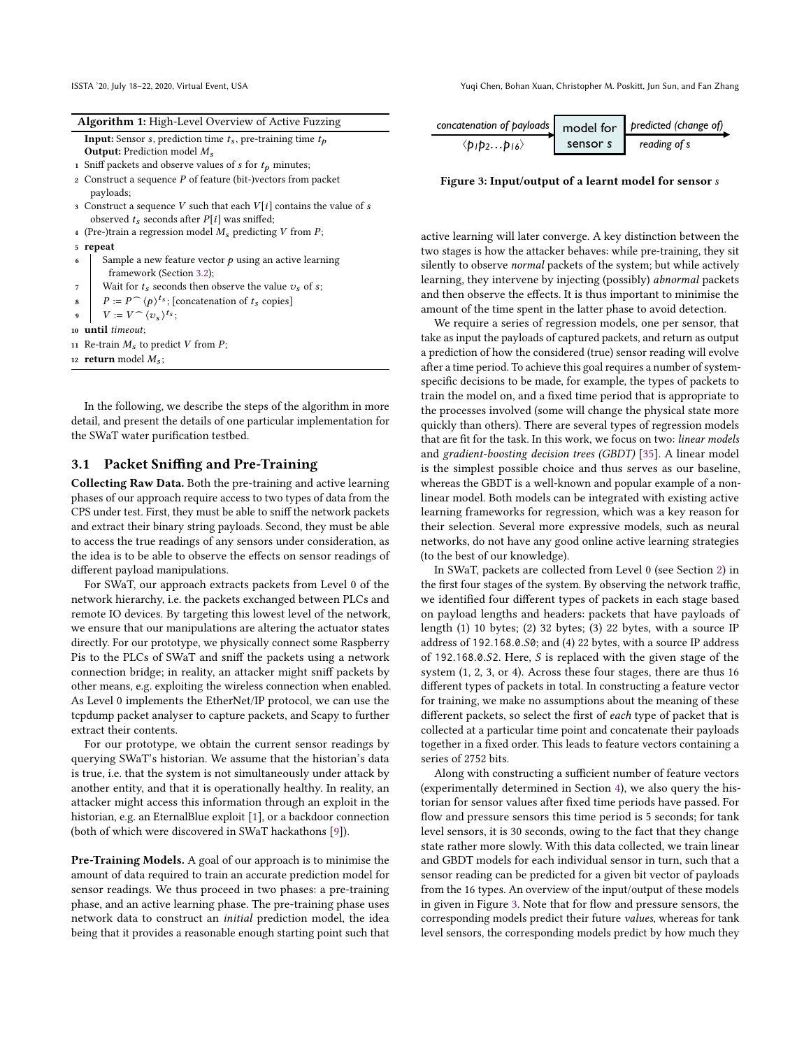**Algorithm 1:** High-Level Overview of Active Fuzzing

**Input:** Sensor $s$, prediction time $t_s$, pre-training time $t_p$
**Output:** Prediction model $M_s$

1. Sniff packets and observe values of $s$ for $t_p$ minutes;
2. Construct a sequence $P$ of feature (bit-)vectors from packet payloads;
3. Construct a sequence $V$ such that each $V[i]$ contains the value of $s$ observed $t_s$ seconds after $P[i]$ was sniffed;
4. (Pre-)train a regression model $M_s$ predicting $V$ from $P$;
5. **repeat**
6. Sample a new feature vector $p$ using an active learning framework (Section 3.2);
7. Wait for $t_s$ seconds then observe the value $v_s$ of $s$;
8. $P := P^\frown \langle p \rangle^{t_s}$; [concatenation of $t_s$ copies]
9. $V := V^\frown \langle v_s \rangle^{t_s}$;
10. **until** *timeout*;
11. Re-train $M_s$ to predict $V$ from $P$;
12. **return** model $M_s$;

In the following, we describe the steps of the algorithm in more detail, and present the details of one particular implementation for the SWaT water purification testbed.

## 3.1 Packet Sniffing and Pre-Training

**Collecting Raw Data.** Both the pre-training and active learning phases of our approach require access to two types of data from the CPS under test. First, they must be able to sniff the network packets and extract their binary string payloads. Second, they must be able to access the true readings of any sensors under consideration, as the idea is to be able to observe the effects on sensor readings of different payload manipulations.

For SWaT, our approach extracts packets from Level 0 of the network hierarchy, i.e. the packets exchanged between PLCs and remote IO devices. By targeting this lowest level of the network, we ensure that our manipulations are altering the actuator states directly. For our prototype, we physically connect some Raspberry Pis to the PLCs of SWaT and sniff the packets using a network connection bridge; in reality, an attacker might sniff packets by other means, e.g. exploiting the wireless connection when enabled. As Level 0 implements the EtherNet/IP protocol, we can use the tcpdump packet analyser to capture packets, and Scapy to further extract their contents.

For our prototype, we obtain the current sensor readings by querying SWaT's historian. We assume that the historian's data is true, i.e. that the system is not simultaneously under attack by another entity, and that it is operationally healthy. In reality, an attacker might access this information through an exploit in the historian, e.g. an EternalBlue exploit [1], or a backdoor connection (both of which were discovered in SWaT hackathons [9]).

**Pre-Training Models.** A goal of our approach is to minimise the amount of data required to train an accurate prediction model for sensor readings. We thus proceed in two phases: a pre-training phase, and an active learning phase. The pre-training phase uses network data to construct an *initial* prediction model, the idea being that it provides a reasonable enough starting point such that active learning will later converge. A key distinction between the two stages is how the attacker behaves: while pre-training, they sit silently to observe *normal* packets of the system; but while actively learning, they intervene by injecting (possibly) *abnormal* packets and then observe the effects. It is thus important to minimise the amount of the time spent in the latter phase to avoid detection.

*concatenation of payloads* $\langle p_1 p_2 \ldots p_{16} \rangle$ → model for sensor $s$ → *predicted (change of) reading of s*

**Figure 3: Input/output of a learnt model for sensor $s$**

We require a series of regression models, one per sensor, that take as input the payloads of captured packets, and return as output a prediction of how the considered (true) sensor reading will evolve after a time period. To achieve this goal requires a number of system-specific decisions to be made, for example, the types of packets to train the model on, and a fixed time period that is appropriate to the processes involved (some will change the physical state more quickly than others). There are several types of regression models that are fit for the task. In this work, we focus on two: *linear models* and *gradient-boosting decision trees (GBDT)* [35]. A linear model is the simplest possible choice and thus serves as our baseline, whereas the GBDT is a well-known and popular example of a non-linear model. Both models can be integrated with existing active learning frameworks for regression, which was a key reason for their selection. Several more expressive models, such as neural networks, do not have any good online active learning strategies (to the best of our knowledge).

In SWaT, packets are collected from Level 0 (see Section 2) in the first four stages of the system. By observing the network traffic, we identified four different types of packets in each stage based on payload lengths and headers: packets that have payloads of length (1) 10 bytes; (2) 32 bytes; (3) 22 bytes, with a source IP address of 192.168.0.$S$0; and (4) 22 bytes, with a source IP address of 192.168.0.$S$2. Here, $S$ is replaced with the given stage of the system (1, 2, 3, or 4). Across these four stages, there are thus 16 different types of packets in total. In constructing a feature vector for training, we make no assumptions about the meaning of these different packets, so select the first of *each* type of packet that is collected at a particular time point and concatenate their payloads together in a fixed order. This leads to feature vectors containing a series of 2752 bits.

Along with constructing a sufficient number of feature vectors (experimentally determined in Section 4), we also query the historian for sensor values after fixed time periods have passed. For flow and pressure sensors this time period is 5 seconds; for tank level sensors, it is 30 seconds, owing to the fact that they change state rather more slowly. With this data collected, we train linear and GBDT models for each individual sensor in turn, such that a sensor reading can be predicted for a given bit vector of payloads from the 16 types. An overview of the input/output of these models in given in Figure 3. Note that for flow and pressure sensors, the corresponding models predict their future *values*, whereas for tank level sensors, the corresponding models predict by how much they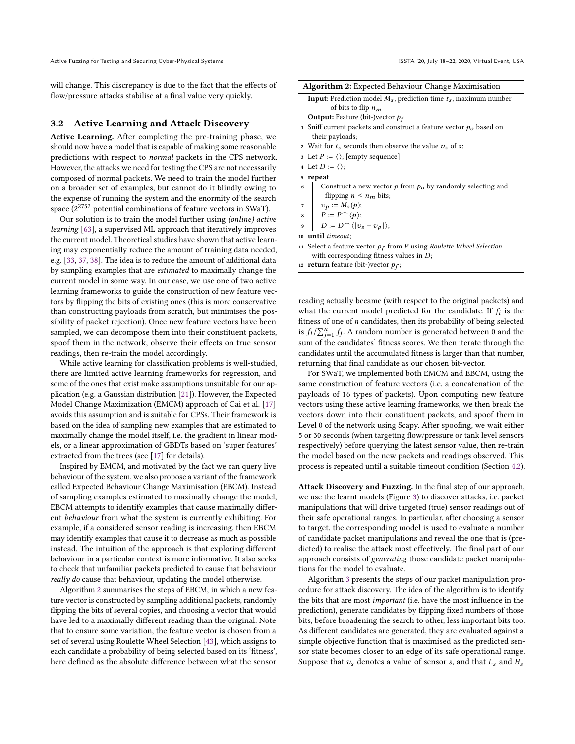will change. This discrepancy is due to the fact that the effects of flow/pressure attacks stabilise at a final value very quickly.

## 3.2 Active Learning and Attack Discovery

**Active Learning.** After completing the pre-training phase, we should now have a model that is capable of making some reasonable predictions with respect to *normal* packets in the CPS network. However, the attacks we need for testing the CPS are not necessarily composed of normal packets. We need to train the model further on a broader set of examples, but cannot do it blindly owing to the expense of running the system and the enormity of the search space ($2^{2752}$ potential combinations of feature vectors in SWaT).

Our solution is to train the model further using *(online) active learning* [63], a supervised ML approach that iteratively improves the current model. Theoretical studies have shown that active learning may exponentially reduce the amount of training data needed, e.g. [33, 37, 38]. The idea is to reduce the amount of additional data by sampling examples that are *estimated* to maximally change the current model in some way. In our case, we use one of two active learning frameworks to guide the construction of new feature vectors by flipping the bits of existing ones (this is more conservative than constructing payloads from scratch, but minimises the possibility of packet rejection). Once new feature vectors have been sampled, we can decompose them into their constituent packets, spoof them in the network, observe their effects on true sensor readings, then re-train the model accordingly.

While active learning for classification problems is well-studied, there are limited active learning frameworks for regression, and some of the ones that exist make assumptions unsuitable for our application (e.g. a Gaussian distribution [21]). However, the Expected Model Change Maximization (EMCM) approach of Cai et al. [17] avoids this assumption and is suitable for CPSs. Their framework is based on the idea of sampling new examples that are estimated to maximally change the model itself, i.e. the gradient in linear models, or a linear approximation of GBDTs based on 'super features' extracted from the trees (see [17] for details).

Inspired by EMCM, and motivated by the fact we can query live behaviour of the system, we also propose a variant of the framework called Expected Behaviour Change Maximisation (EBCM). Instead of sampling examples estimated to maximally change the model, EBCM attempts to identify examples that cause maximally different *behaviour* from what the system is currently exhibiting. For example, if a considered sensor reading is increasing, then EBCM may identify examples that cause it to decrease as much as possible instead. The intuition of the approach is that exploring different behaviour in a particular context is more informative. It also seeks to check that unfamiliar packets predicted to cause that behaviour *really do* cause that behaviour, updating the model otherwise.

Algorithm 2 summarises the steps of EBCM, in which a new feature vector is constructed by sampling additional packets, randomly flipping the bits of several copies, and choosing a vector that would have led to a maximally different reading than the original. Note that to ensure some variation, the feature vector is chosen from a set of several using Roulette Wheel Selection [43], which assigns to each candidate a probability of being selected based on its 'fitness', here defined as the absolute difference between what the sensor reading actually became (with respect to the original packets) and what the current model predicted for the candidate. If $f_i$ is the fitness of one of $n$ candidates, then its probability of being selected is $f_i / \sum_{j=1}^{n} f_j$. A random number is generated between 0 and the sum of the candidates' fitness scores. We then iterate through the candidates until the accumulated fitness is larger than that number, returning that final candidate as our chosen bit-vector.

**Algorithm 2:** Expected Behaviour Change Maximisation

**Input:** Prediction model $M_s$, prediction time $t_s$, maximum number of bits to flip $n_m$

**Output:** Feature (bit-)vector $p_f$

```
1  Sniff current packets and construct a feature vector p_o based on
   their payloads;
2  Wait for t_s seconds then observe the value v_s of s;
3  Let P := ⟨⟩; [empty sequence]
4  Let D := ⟨⟩;
5  repeat
6      Construct a new vector p from p_o by randomly selecting and
       flipping n ≤ n_m bits;
7      v_p := M_s(p);
8      P := P ⌢ ⟨p⟩;
9      D := D ⌢ ⟨|v_s − v_p|⟩;
10 until timeout;
11 Select a feature vector p_f from P using Roulette Wheel Selection
   with corresponding fitness values in D;
12 return feature (bit-)vector p_f;
```

For SWaT, we implemented both EMCM and EBCM, using the same construction of feature vectors (i.e. a concatenation of the payloads of 16 types of packets). Upon computing new feature vectors using these active learning frameworks, we then break the vectors down into their constituent packets, and spoof them in Level 0 of the network using Scapy. After spoofing, we wait either 5 or 30 seconds (when targeting flow/pressure or tank level sensors respectively) before querying the latest sensor value, then re-train the model based on the new packets and readings observed. This process is repeated until a suitable timeout condition (Section 4.2).

**Attack Discovery and Fuzzing.** In the final step of our approach, we use the learnt models (Figure 3) to discover attacks, i.e. packet manipulations that will drive targeted (true) sensor readings out of their safe operational ranges. In particular, after choosing a sensor to target, the corresponding model is used to evaluate a number of candidate packet manipulations and reveal the one that is (predicted) to realise the attack most effectively. The final part of our approach consists of *generating* those candidate packet manipulations for the model to evaluate.

Algorithm 3 presents the steps of our packet manipulation procedure for attack discovery. The idea of the algorithm is to identify the bits that are most *important* (i.e. have the most influence in the prediction), generate candidates by flipping fixed numbers of those bits, before broadening the search to other, less important bits too. As different candidates are generated, they are evaluated against a simple objective function that is maximised as the predicted sensor state becomes closer to an edge of its safe operational range. Suppose that $v_s$ denotes a value of sensor $s$, and that $L_s$ and $H_s$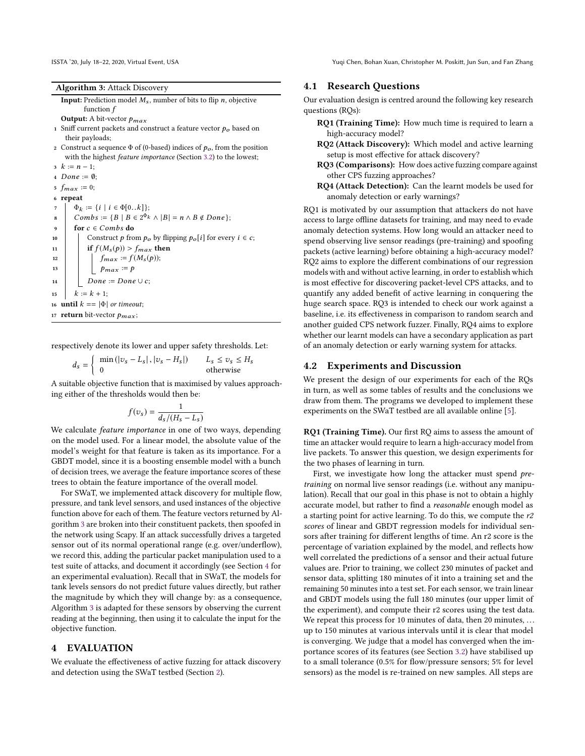**Algorithm 3:** Attack Discovery

```
Input: Prediction model M_s, number of bits to flip n, objective
       function f
Output: A bit-vector p_max
1  Sniff current packets and construct a feature vector p_o based on
   their payloads;
2  Construct a sequence Φ of (0-based) indices of p_o, from the position
   with the highest feature importance (Section 3.2) to the lowest;
3  k := n − 1;
4  Done := ∅;
5  f_max := 0;
6  repeat
7      Φ_k := {i | i ∈ Φ[0..k]};
8      Combs := {B | B ∈ 2^{Φ_k} ∧ |B| = n ∧ B ∉ Done};
9      for c ∈ Combs do
10         Construct p from p_o by flipping p_o[i] for every i ∈ c;
11         if f(M_s(p)) > f_max then
12             f_max := f(M_s(p));
13             p_max := p
14         Done := Done ∪ c;
15     k := k + 1;
16 until k == |Φ| or timeout;
17 return bit-vector p_max;
```

respectively denote its lower and upper safety thresholds. Let:

$$d_s = \begin{cases} \min\left(|v_s - L_s|, |v_s - H_s|\right) & L_s \leq v_s \leq H_s \\ 0 & \text{otherwise} \end{cases}$$

A suitable objective function that is maximised by values approaching either of the thresholds would then be:

$$f(v_s) = \frac{1}{d_s/(H_s - L_s)}$$

We calculate *feature importance* in one of two ways, depending on the model used. For a linear model, the absolute value of the model's weight for that feature is taken as its importance. For a GBDT model, since it is a boosting ensemble model with a bunch of decision trees, we average the feature importance scores of these trees to obtain the feature importance of the overall model.

For SWaT, we implemented attack discovery for multiple flow, pressure, and tank level sensors, and used instances of the objective function above for each of them. The feature vectors returned by Algorithm 3 are broken into their constituent packets, then spoofed in the network using Scapy. If an attack successfully drives a targeted sensor out of its normal operational range (e.g. over/underflow), we record this, adding the particular packet manipulation used to a test suite of attacks, and document it accordingly (see Section 4 for an experimental evaluation). Recall that in SWaT, the models for tank levels sensors do not predict future values directly, but rather the magnitude by which they will change by: as a consequence, Algorithm 3 is adapted for these sensors by observing the current reading at the beginning, then using it to calculate the input for the objective function.

# 4 EVALUATION

We evaluate the effectiveness of active fuzzing for attack discovery and detection using the SWaT testbed (Section 2).

## 4.1 Research Questions

Our evaluation design is centred around the following key research questions (RQs):

- **RQ1 (Training Time):** How much time is required to learn a high-accuracy model?
- **RQ2 (Attack Discovery):** Which model and active learning setup is most effective for attack discovery?
- **RQ3 (Comparisons):** How does active fuzzing compare against other CPS fuzzing approaches?
- **RQ4 (Attack Detection):** Can the learnt models be used for anomaly detection or early warnings?

RQ1 is motivated by our assumption that attackers do not have access to large offline datasets for training, and may need to evade anomaly detection systems. How long would an attacker need to spend observing live sensor readings (pre-training) and spoofing packets (active learning) before obtaining a high-accuracy model? RQ2 aims to explore the different combinations of our regression models with and without active learning, in order to establish which is most effective for discovering packet-level CPS attacks, and to quantify any added benefit of active learning in conquering the huge search space. RQ3 is intended to check our work against a baseline, i.e. its effectiveness in comparison to random search and another guided CPS network fuzzer. Finally, RQ4 aims to explore whether our learnt models can have a secondary application as part of an anomaly detection or early warning system for attacks.

## 4.2 Experiments and Discussion

We present the design of our experiments for each of the RQs in turn, as well as some tables of results and the conclusions we draw from them. The programs we developed to implement these experiments on the SWaT testbed are all available online [5].

**RQ1 (Training Time).** Our first RQ aims to assess the amount of time an attacker would require to learn a high-accuracy model from live packets. To answer this question, we design experiments for the two phases of learning in turn.

First, we investigate how long the attacker must spend *pre-training* on normal live sensor readings (i.e. without any manipulation). Recall that our goal in this phase is not to obtain a highly accurate model, but rather to find a *reasonable* enough model as a starting point for active learning. To do this, we compute the *r2 scores* of linear and GBDT regression models for individual sensors after training for different lengths of time. An r2 score is the percentage of variation explained by the model, and reflects how well correlated the predictions of a sensor and their actual future values are. Prior to training, we collect 230 minutes of packet and sensor data, splitting 180 minutes of it into a training set and the remaining 50 minutes into a test set. For each sensor, we train linear and GBDT models using the full 180 minutes (our upper limit of the experiment), and compute their r2 scores using the test data. We repeat this process for 10 minutes of data, then 20 minutes, … up to 150 minutes at various intervals until it is clear that model is converging. We judge that a model has converged when the importance scores of its features (see Section 3.2) have stabilised up to a small tolerance (0.5% for flow/pressure sensors; 5% for level sensors) as the model is re-trained on new samples. All steps are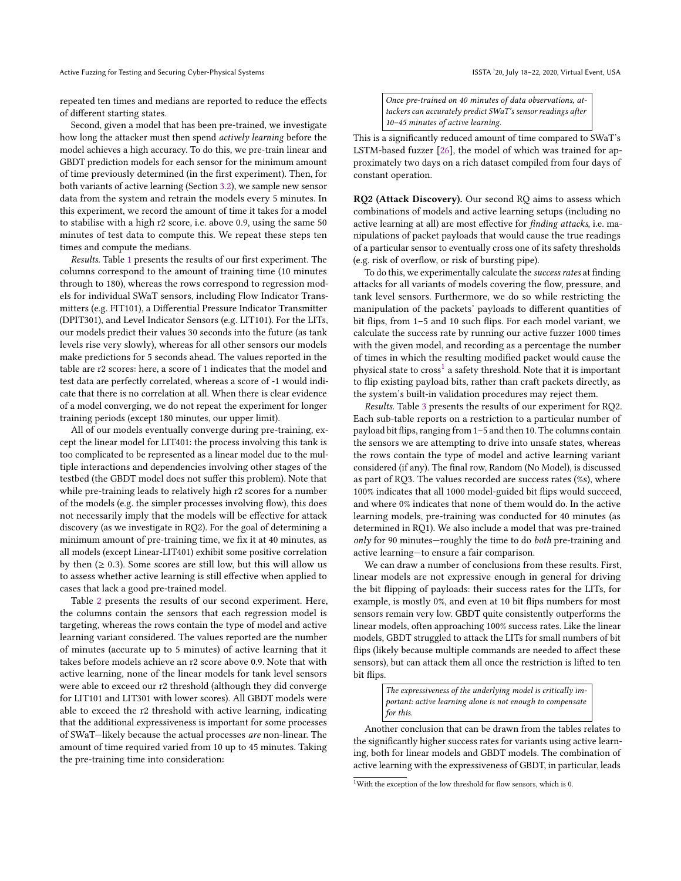repeated ten times and medians are reported to reduce the effects of different starting states.

Second, given a model that has been pre-trained, we investigate how long the attacker must then spend *actively learning* before the model achieves a high accuracy. To do this, we pre-train linear and GBDT prediction models for each sensor for the minimum amount of time previously determined (in the first experiment). Then, for both variants of active learning (Section 3.2), we sample new sensor data from the system and retrain the models every 5 minutes. In this experiment, we record the amount of time it takes for a model to stabilise with a high r2 score, i.e. above 0.9, using the same 50 minutes of test data to compute this. We repeat these steps ten times and compute the medians.

*Results.* Table 1 presents the results of our first experiment. The columns correspond to the amount of training time (10 minutes through to 180), whereas the rows correspond to regression models for individual SWaT sensors, including Flow Indicator Transmitters (e.g. FIT101), a Differential Pressure Indicator Transmitter (DPIT301), and Level Indicator Sensors (e.g. LIT101). For the LITs, our models predict their values 30 seconds into the future (as tank levels rise very slowly), whereas for all other sensors our models make predictions for 5 seconds ahead. The values reported in the table are r2 scores: here, a score of 1 indicates that the model and test data are perfectly correlated, whereas a score of -1 would indicate that there is no correlation at all. When there is clear evidence of a model converging, we do not repeat the experiment for longer training periods (except 180 minutes, our upper limit).

All of our models eventually converge during pre-training, except the linear model for LIT401: the process involving this tank is too complicated to be represented as a linear model due to the multiple interactions and dependencies involving other stages of the testbed (the GBDT model does not suffer this problem). Note that while pre-training leads to relatively high r2 scores for a number of the models (e.g. the simpler processes involving flow), this does not necessarily imply that the models will be effective for attack discovery (as we investigate in RQ2). For the goal of determining a minimum amount of pre-training time, we fix it at 40 minutes, as all models (except Linear-LIT401) exhibit some positive correlation by then ($\geq 0.3$). Some scores are still low, but this will allow us to assess whether active learning is still effective when applied to cases that lack a good pre-trained model.

Table 2 presents the results of our second experiment. Here, the columns contain the sensors that each regression model is targeting, whereas the rows contain the type of model and active learning variant considered. The values reported are the number of minutes (accurate up to 5 minutes) of active learning that it takes before models achieve an r2 score above 0.9. Note that with active learning, none of the linear models for tank level sensors were able to exceed our r2 threshold (although they did converge for LIT101 and LIT301 with lower scores). All GBDT models were able to exceed the r2 threshold with active learning, indicating that the additional expressiveness is important for some processes of SWaT—likely because the actual processes *are* non-linear. The amount of time required varied from 10 up to 45 minutes. Taking the pre-training time into consideration:

> *Once pre-trained on 40 minutes of data observations, attackers can accurately predict SWaT's sensor readings after 10–45 minutes of active learning.*

This is a significantly reduced amount of time compared to SWaT's LSTM-based fuzzer [26], the model of which was trained for approximately two days on a rich dataset compiled from four days of constant operation.

**RQ2 (Attack Discovery).** Our second RQ aims to assess which combinations of models and active learning setups (including no active learning at all) are most effective for *finding attacks*, i.e. manipulations of packet payloads that would cause the true readings of a particular sensor to eventually cross one of its safety thresholds (e.g. risk of overflow, or risk of bursting pipe).

To do this, we experimentally calculate the *success rates* at finding attacks for all variants of models covering the flow, pressure, and tank level sensors. Furthermore, we do so while restricting the manipulation of the packets' payloads to different quantities of bit flips, from 1–5 and 10 such flips. For each model variant, we calculate the success rate by running our active fuzzer 1000 times with the given model, and recording as a percentage the number of times in which the resulting modified packet would cause the physical state to cross[1] a safety threshold. Note that it is important to flip existing payload bits, rather than craft packets directly, as the system's built-in validation procedures may reject them.

*Results.* Table 3 presents the results of our experiment for RQ2. Each sub-table reports on a restriction to a particular number of payload bit flips, ranging from 1–5 and then 10. The columns contain the sensors we are attempting to drive into unsafe states, whereas the rows contain the type of model and active learning variant considered (if any). The final row, Random (No Model), is discussed as part of RQ3. The values recorded are success rates (%s), where 100% indicates that all 1000 model-guided bit flips would succeed, and where 0% indicates that none of them would do. In the active learning models, pre-training was conducted for 40 minutes (as determined in RQ1). We also include a model that was pre-trained *only* for 90 minutes—roughly the time to do *both* pre-training and active learning—to ensure a fair comparison.

We can draw a number of conclusions from these results. First, linear models are not expressive enough in general for driving the bit flipping of payloads: their success rates for the LITs, for example, is mostly 0%, and even at 10 bit flips numbers for most sensors remain very low. GBDT quite consistently outperforms the linear models, often approaching 100% success rates. Like the linear models, GBDT struggled to attack the LITs for small numbers of bit flips (likely because multiple commands are needed to affect these sensors), but can attack them all once the restriction is lifted to ten bit flips.

> *The expressiveness of the underlying model is critically important: active learning alone is not enough to compensate for this.*

Another conclusion that can be drawn from the tables relates to the significantly higher success rates for variants using active learning, both for linear models and GBDT models. The combination of active learning with the expressiveness of GBDT, in particular, leads

[1] With the exception of the low threshold for flow sensors, which is 0.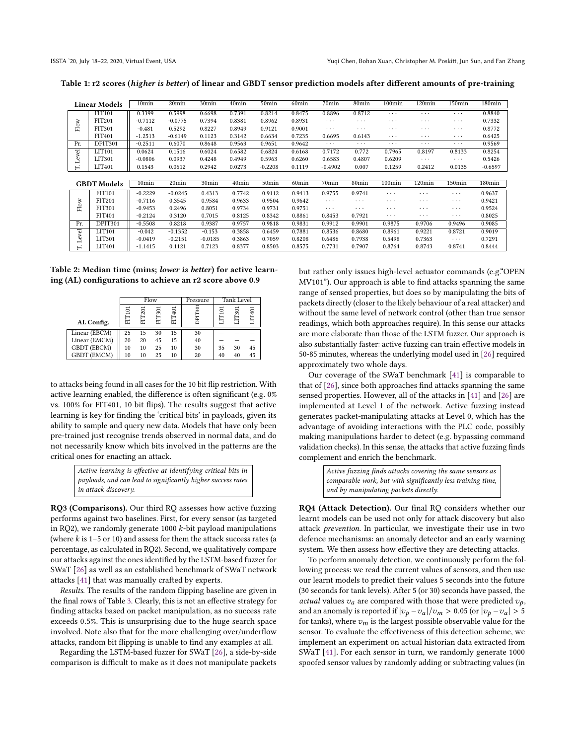**Table 1: r2 scores (*higher is better*) of linear and GBDT sensor prediction models after different amounts of pre-training**

| | Linear Models | 10min | 20min | 30min | 40min | 50min | 60min | 70min | 80min | 100min | 120min | 150min | 180min |
|---|---|---|---|---|---|---|---|---|---|---|---|---|---|
| Flow | FIT101 | 0.3399 | 0.5998 | 0.6698 | 0.7391 | 0.8214 | 0.8475 | 0.8896 | 0.8712 | ··· | ··· | ··· | 0.8840 |
| | FIT201 | -0.7112 | -0.0775 | 0.7394 | 0.8381 | 0.8962 | 0.8931 | ··· | ··· | ··· | ··· | ··· | 0.7332 |
| | FIT301 | -0.481 | 0.5292 | 0.8227 | 0.8949 | 0.9121 | 0.9001 | ··· | ··· | ··· | ··· | ··· | 0.8772 |
| | FIT401 | -1.2513 | -0.6149 | 0.1123 | 0.3142 | 0.6634 | 0.7235 | 0.6695 | 0.6143 | ··· | ··· | ··· | 0.6425 |
| Pr. | DPIT301 | -0.2511 | 0.6070 | 0.8648 | 0.9563 | 0.9651 | 0.9642 | ··· | ··· | ··· | ··· | ··· | 0.9569 |
| T. Level | LIT101 | 0.0624 | 0.1516 | 0.6024 | 0.6582 | 0.6824 | 0.6168 | 0.7172 | 0.772 | 0.7965 | 0.8197 | 0.8133 | 0.8254 |
| | LIT301 | -0.0806 | 0.0937 | 0.4248 | 0.4949 | 0.5963 | 0.6260 | 0.6583 | 0.4807 | 0.6209 | ··· | ··· | 0.5426 |
| | LIT401 | 0.1543 | 0.0612 | 0.2942 | 0.0273 | -0.2208 | 0.1119 | -0.4902 | 0.007 | 0.1259 | 0.2412 | 0.0135 | -0.6597 |

| | GBDT Models | 10min | 20min | 30min | 40min | 50min | 60min | 70min | 80min | 100min | 120min | 150min | 180min |
|---|---|---|---|---|---|---|---|---|---|---|---|---|---|
| Flow | FIT101 | -0.2229 | -0.0245 | 0.4313 | 0.7742 | 0.9112 | 0.9413 | 0.9755 | 0.9741 | ··· | ··· | ··· | 0.9637 |
| | FIT201 | -0.7116 | 0.3545 | 0.9584 | 0.9633 | 0.9504 | 0.9642 | ··· | ··· | ··· | ··· | ··· | 0.9421 |
| | FIT301 | -0.9453 | 0.2496 | 0.8051 | 0.9734 | 0.9731 | 0.9751 | ··· | ··· | ··· | ··· | ··· | 0.9524 |
| | FIT401 | -0.2124 | 0.3120 | 0.7015 | 0.8125 | 0.8342 | 0.8861 | 0.8453 | 0.7921 | ··· | ··· | ··· | 0.8025 |
| Pr. | DPIT301 | -0.5508 | 0.8218 | 0.9387 | 0.9757 | 0.9818 | 0.9831 | 0.9912 | 0.9901 | 0.9875 | 0.9706 | 0.9496 | 0.9085 |
| T. Level | LIT101 | -0.042 | -0.1352 | -0.153 | 0.3858 | 0.6459 | 0.7881 | 0.8536 | 0.8680 | 0.8961 | 0.9221 | 0.8721 | 0.9019 |
| | LIT301 | -0.0419 | -0.2151 | -0.0185 | 0.3863 | 0.7059 | 0.8208 | 0.6486 | 0.7938 | 0.5498 | 0.7363 | ··· | 0.7291 |
| | LIT401 | -1.1415 | 0.1121 | 0.7123 | 0.8377 | 0.8503 | 0.8575 | 0.7731 | 0.7907 | 0.8764 | 0.8743 | 0.8741 | 0.8444 |

**Table 2: Median time (mins; *lower is better*) for active learning (AL) configurations to achieve an r2 score above 0.9**

| | Flow | | | | Pressure | Tank Level | | |
|---|---|---|---|---|---|---|---|---|
| AL Config. | FIT101 | FIT201 | FIT301 | FIT401 | DPIT301 | LIT101 | LIT301 | LIT401 |
| Linear (EBCM) | 25 | 15 | 30 | 15 | 30 | – | – | – |
| Linear (EMCM) | 20 | 20 | 45 | 15 | 40 | – | – | – |
| GBDT (EBCM) | 10 | 10 | 25 | 10 | 30 | 35 | 30 | 45 |
| GBDT (EMCM) | 10 | 10 | 25 | 10 | 20 | 40 | 40 | 45 |

to attacks being found in all cases for the 10 bit flip restriction. With active learning enabled, the difference is often significant (e.g. 0% vs. 100% for FIT401, 10 bit flips). The results suggest that active learning is key for finding the 'critical bits' in payloads, given its ability to sample and query new data. Models that have only been pre-trained just recognise trends observed in normal data, and do not necessarily know which bits involved in the patterns are the critical ones for enacting an attack.

> *Active learning is effective at identifying critical bits in payloads, and can lead to significantly higher success rates in attack discovery.*

**RQ3 (Comparisons).** Our third RQ assesses how active fuzzing performs against two baselines. First, for every sensor (as targeted in RQ2), we randomly generate 1000 $k$-bit payload manipulations (where $k$ is 1–5 or 10) and assess for them the attack success rates (a percentage, as calculated in RQ2). Second, we qualitatively compare our attacks against the ones identified by the LSTM-based fuzzer for SWaT [26] as well as an established benchmark of SWaT network attacks [41] that was manually crafted by experts.

*Results.* The results of the random flipping baseline are given in the final rows of Table 3. Clearly, this is not an effective strategy for finding attacks based on packet manipulation, as no success rate exceeds 0.5%. This is unsurprising due to the huge search space involved. Note also that for the more challenging over/underflow attacks, random bit flipping is unable to find any examples at all.

Regarding the LSTM-based fuzzer for SWaT [26], a side-by-side comparison is difficult to make as it does not manipulate packets but rather only issues high-level actuator commands (e.g."OPEN MV101"). Our approach is able to find attacks spanning the same range of sensed properties, but does so by manipulating the bits of packets directly (closer to the likely behaviour of a real attacker) and without the same level of network control (other than true sensor readings, which both approaches require). In this sense our attacks are more elaborate than those of the LSTM fuzzer. Our approach is also substantially faster: active fuzzing can train effective models in 50-85 minutes, whereas the underlying model used in [26] required approximately two whole days.

Our coverage of the SWaT benchmark [41] is comparable to that of [26], since both approaches find attacks spanning the same sensed properties. However, all of the attacks in [41] and [26] are implemented at Level 1 of the network. Active fuzzing instead generates packet-manipulating attacks at Level 0, which has the advantage of avoiding interactions with the PLC code, possibly making manipulations harder to detect (e.g. bypassing command validation checks). In this sense, the attacks that active fuzzing finds complement and enrich the benchmark.

> *Active fuzzing finds attacks covering the same sensors as comparable work, but with significantly less training time, and by manipulating packets directly.*

**RQ4 (Attack Detection).** Our final RQ considers whether our learnt models can be used not only for attack discovery but also attack *prevention*. In particular, we investigate their use in two defence mechanisms: an anomaly detector and an early warning system. We then assess how effective they are detecting attacks.

To perform anomaly detection, we continuously perform the following process: we read the current values of sensors, and then use our learnt models to predict their values 5 seconds into the future (30 seconds for tank levels). After 5 (or 30) seconds have passed, the *actual* values $v_a$ are compared with those that were predicted $v_p$, and an anomaly is reported if $|v_p - v_a|/v_m > 0.05$ (or $|v_p - v_a| > 5$ for tanks), where $v_m$ is the largest possible observable value for the sensor. To evaluate the effectiveness of this detection scheme, we implement an experiment on actual historian data extracted from SWaT [41]. For each sensor in turn, we randomly generate 1000 spoofed sensor values by randomly adding or subtracting values (in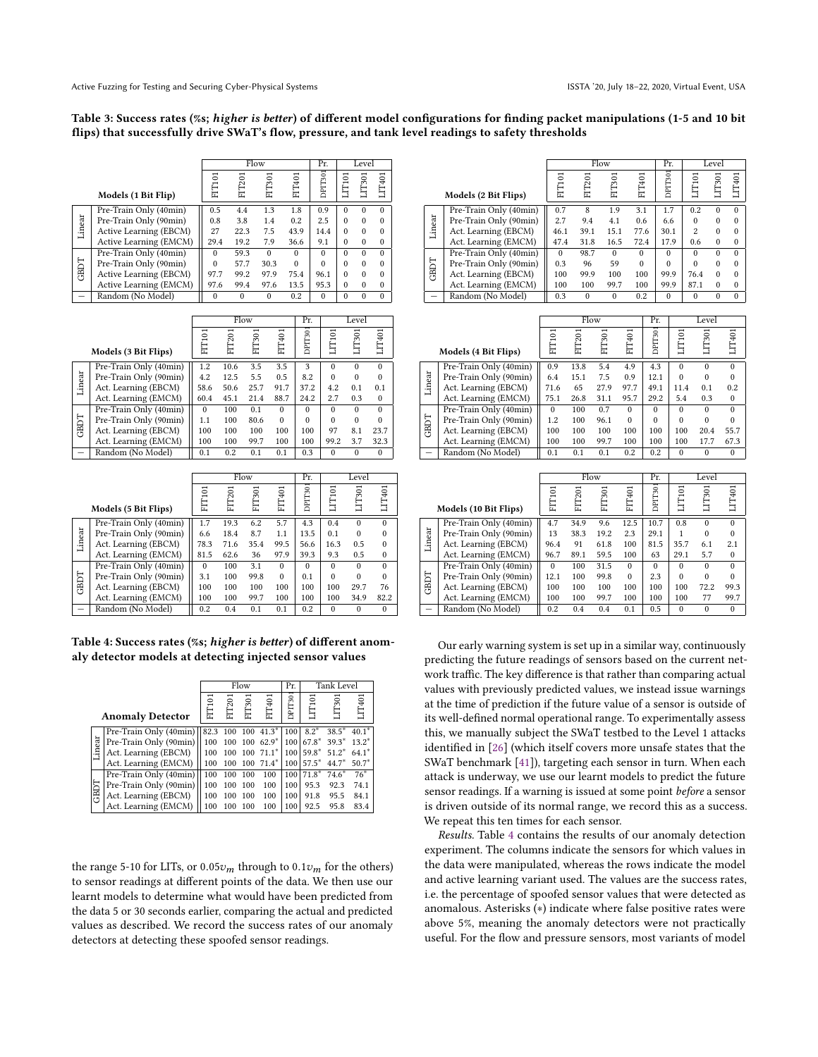**Table 3: Success rates (%s; *higher is better*) of different model configurations for finding packet manipulations (1-5 and 10 bit flips) that successfully drive SWaT's flow, pressure, and tank level readings to safety thresholds**

| | | Flow | | | | Pr. | Level | | |
|---|---|---|---|---|---|---|---|---|---|
| | **Models (1 Bit Flip)** | FIT101 | FIT201 | FIT301 | FIT401 | DPIT301 | LIT101 | LIT301 | LIT401 |
| Linear | Pre-Train Only (40min) | 0.5 | 4.4 | 1.3 | 1.8 | 0.9 | 0 | 0 | 0 |
| Linear | Pre-Train Only (90min) | 0.8 | 3.8 | 1.4 | 0.2 | 2.5 | 0 | 0 | 0 |
| Linear | Active Learning (EBCM) | 27 | 22.3 | 7.5 | 43.9 | 14.4 | 0 | 0 | 0 |
| Linear | Active Learning (EMCM) | 29.4 | 19.2 | 7.9 | 36.6 | 9.1 | 0 | 0 | 0 |
| GBDT | Pre-Train Only (40min) | 0 | 59.3 | 0 | 0 | 0 | 0 | 0 | 0 |
| GBDT | Pre-Train Only (90min) | 0 | 57.7 | 30.3 | 0 | 0 | 0 | 0 | 0 |
| GBDT | Active Learning (EBCM) | 97.7 | 99.2 | 97.9 | 75.4 | 96.1 | 0 | 0 | 0 |
| GBDT | Active Learning (EMCM) | 97.6 | 99.4 | 97.6 | 13.5 | 95.3 | 0 | 0 | 0 |
| – | Random (No Model) | 0 | 0 | 0 | 0.2 | 0 | 0 | 0 | 0 |

| | | Flow | | | | Pr. | Level | | |
|---|---|---|---|---|---|---|---|---|---|
| | **Models (2 Bit Flips)** | FIT101 | FIT201 | FIT301 | FIT401 | DPIT301 | LIT101 | LIT301 | LIT401 |
| Linear | Pre-Train Only (40min) | 0.7 | 8 | 1.9 | 3.1 | 1.7 | 0.2 | 0 | 0 |
| Linear | Pre-Train Only (90min) | 2.7 | 9.4 | 4.1 | 0.6 | 6.6 | 0 | 0 | 0 |
| Linear | Act. Learning (EBCM) | 46.1 | 39.1 | 15.1 | 77.6 | 30.1 | 2 | 0 | 0 |
| Linear | Act. Learning (EMCM) | 47.4 | 31.8 | 16.5 | 72.4 | 17.9 | 0.6 | 0 | 0 |
| GBDT | Pre-Train Only (40min) | 0 | 98.7 | 0 | 0 | 0 | 0 | 0 | 0 |
| GBDT | Pre-Train Only (90min) | 0.3 | 96 | 59 | 0 | 0 | 0 | 0 | 0 |
| GBDT | Act. Learning (EBCM) | 100 | 99.9 | 100 | 100 | 99.9 | 76.4 | 0 | 0 |
| GBDT | Act. Learning (EMCM) | 100 | 100 | 99.7 | 100 | 99.9 | 87.1 | 0 | 0 |
| – | Random (No Model) | 0.3 | 0 | 0 | 0.2 | 0 | 0 | 0 | 0 |

| | | Flow | | | | Pr. | Level | | |
|---|---|---|---|---|---|---|---|---|---|
| | **Models (3 Bit Flips)** | FIT101 | FIT201 | FIT301 | FIT401 | DPIT301 | LIT101 | LIT301 | LIT401 |
| Linear | Pre-Train Only (40min) | 1.2 | 10.6 | 3.5 | 3.5 | 3 | 0 | 0 | 0 |
| Linear | Pre-Train Only (90min) | 4.2 | 12.5 | 5.5 | 0.5 | 8.2 | 0 | 0 | 0 |
| Linear | Act. Learning (EBCM) | 58.6 | 50.6 | 25.7 | 91.7 | 37.2 | 4.2 | 0.1 | 0.1 |
| Linear | Act. Learning (EMCM) | 60.4 | 45.1 | 21.4 | 88.7 | 24.2 | 2.7 | 0.3 | 0 |
| GBDT | Pre-Train Only (40min) | 0 | 100 | 0.1 | 0 | 0 | 0 | 0 | 0 |
| GBDT | Pre-Train Only (90min) | 1.1 | 100 | 80.6 | 0 | 0 | 0 | 0 | 0 |
| GBDT | Act. Learning (EBCM) | 100 | 100 | 100 | 100 | 100 | 97 | 8.1 | 23.7 |
| GBDT | Act. Learning (EMCM) | 100 | 100 | 99.7 | 100 | 100 | 99.2 | 3.7 | 32.3 |
| – | Random (No Model) | 0.1 | 0.2 | 0.1 | 0.1 | 0.3 | 0 | 0 | 0 |

| | | Flow | | | | Pr. | Level | | |
|---|---|---|---|---|---|---|---|---|---|
| | **Models (4 Bit Flips)** | FIT101 | FIT201 | FIT301 | FIT401 | DPIT301 | LIT101 | LIT301 | LIT401 |
| Linear | Pre-Train Only (40min) | 0.9 | 13.8 | 5.4 | 4.9 | 4.3 | 0 | 0 | 0 |
| Linear | Pre-Train Only (90min) | 6.4 | 15.1 | 7.5 | 0.9 | 12.1 | 0 | 0 | 0 |
| Linear | Act. Learning (EBCM) | 71.6 | 65 | 27.9 | 97.7 | 49.1 | 11.4 | 0.1 | 0.2 |
| Linear | Act. Learning (EMCM) | 75.1 | 26.8 | 31.1 | 95.7 | 29.2 | 5.4 | 0.3 | 0 |
| GBDT | Pre-Train Only (40min) | 0 | 100 | 0.7 | 0 | 0 | 0 | 0 | 0 |
| GBDT | Pre-Train Only (90min) | 1.2 | 100 | 96.1 | 0 | 0 | 0 | 0 | 0 |
| GBDT | Act. Learning (EBCM) | 100 | 100 | 100 | 100 | 100 | 100 | 20.4 | 55.7 |
| GBDT | Act. Learning (EMCM) | 100 | 100 | 99.7 | 100 | 100 | 100 | 17.7 | 67.3 |
| – | Random (No Model) | 0.1 | 0.1 | 0.1 | 0.2 | 0.2 | 0 | 0 | 0 |

| | | Flow | | | | Pr. | Level | | |
|---|---|---|---|---|---|---|---|---|---|
| | **Models (5 Bit Flips)** | FIT101 | FIT201 | FIT301 | FIT401 | DPIT301 | LIT101 | LIT301 | LIT401 |
| Linear | Pre-Train Only (40min) | 1.7 | 19.3 | 6.2 | 5.7 | 4.3 | 0.4 | 0 | 0 |
| Linear | Pre-Train Only (90min) | 6.6 | 18.4 | 8.7 | 1.1 | 13.5 | 0.1 | 0 | 0 |
| Linear | Act. Learning (EBCM) | 78.3 | 71.6 | 35.4 | 99.5 | 56.6 | 16.3 | 0.5 | 0 |
| Linear | Act. Learning (EMCM) | 81.5 | 62.6 | 36 | 97.9 | 39.3 | 9.3 | 0.5 | 0 |
| GBDT | Pre-Train Only (40min) | 0 | 100 | 3.1 | 0 | 0 | 0 | 0 | 0 |
| GBDT | Pre-Train Only (90min) | 3.1 | 100 | 99.8 | 0 | 0.1 | 0 | 0 | 0 |
| GBDT | Act. Learning (EBCM) | 100 | 100 | 100 | 100 | 100 | 100 | 29.7 | 76 |
| GBDT | Act. Learning (EMCM) | 100 | 100 | 99.7 | 100 | 100 | 100 | 34.9 | 82.2 |
| – | Random (No Model) | 0.2 | 0.4 | 0.1 | 0.1 | 0.2 | 0 | 0 | 0 |

| | | Flow | | | | Pr. | Level | | |
|---|---|---|---|---|---|---|---|---|---|
| | **Models (10 Bit Flips)** | FIT101 | FIT201 | FIT301 | FIT401 | DPIT301 | LIT101 | LIT301 | LIT401 |
| Linear | Pre-Train Only (40min) | 4.7 | 34.9 | 9.6 | 12.5 | 10.7 | 0.8 | 0 | 0 |
| Linear | Pre-Train Only (90min) | 13 | 38.3 | 19.2 | 2.3 | 29.1 | 1 | 0 | 0 |
| Linear | Act. Learning (EBCM) | 96.4 | 91 | 61.8 | 100 | 81.5 | 35.7 | 6.1 | 2.1 |
| Linear | Act. Learning (EMCM) | 96.7 | 89.1 | 59.5 | 100 | 63 | 29.1 | 5.7 | 0 |
| GBDT | Pre-Train Only (40min) | 0 | 100 | 31.5 | 0 | 0 | 0 | 0 | 0 |
| GBDT | Pre-Train Only (90min) | 12.1 | 100 | 99.8 | 0 | 2.3 | 0 | 0 | 0 |
| GBDT | Act. Learning (EBCM) | 100 | 100 | 100 | 100 | 100 | 100 | 72.2 | 99.3 |
| GBDT | Act. Learning (EMCM) | 100 | 100 | 99.7 | 100 | 100 | 100 | 77 | 99.7 |
| – | Random (No Model) | 0.2 | 0.4 | 0.4 | 0.1 | 0.5 | 0 | 0 | 0 |

**Table 4: Success rates (%s; *higher is better*) of different anomaly detector models at detecting injected sensor values**

| | | Flow | | | | Pr. | Tank Level | | |
|---|---|---|---|---|---|---|---|---|---|
| | **Anomaly Detector** | FIT101 | FIT201 | FIT301 | FIT401 | DPIT301 | LIT101 | LIT301 | LIT401 |
| Linear | Pre-Train Only (40min) | 82.3 | 100 | 100 | 41.3* | 100 | 8.2* | 38.5* | 40.1* |
| Linear | Pre-Train Only (90min) | 100 | 100 | 100 | 62.9* | 100 | 67.8* | 39.3* | 13.2* |
| Linear | Act. Learning (EBCM) | 100 | 100 | 100 | 71.1* | 100 | 59.8* | 51.2* | 64.1* |
| Linear | Act. Learning (EMCM) | 100 | 100 | 100 | 71.4* | 100 | 57.5* | 44.7* | 50.7* |
| GBDT | Pre-Train Only (40min) | 100 | 100 | 100 | 100 | 100 | 71.8* | 74.6* | 76* |
| GBDT | Pre-Train Only (90min) | 100 | 100 | 100 | 100 | 100 | 95.3 | 92.3 | 74.1 |
| GBDT | Act. Learning (EBCM) | 100 | 100 | 100 | 100 | 100 | 91.8 | 95.5 | 84.1 |
| GBDT | Act. Learning (EMCM) | 100 | 100 | 100 | 100 | 100 | 92.5 | 95.8 | 83.4 |

the range 5-10 for LITs, or $0.05v_m$ through to $0.1v_m$ for the others) to sensor readings at different points of the data. We then use our learnt models to determine what would have been predicted from the data 5 or 30 seconds earlier, comparing the actual and predicted values as described. We record the success rates of our anomaly detectors at detecting these spoofed sensor readings.

Our early warning system is set up in a similar way, continuously predicting the future readings of sensors based on the current network traffic. The key difference is that rather than comparing actual values with previously predicted values, we instead issue warnings at the time of prediction if the future value of a sensor is outside of its well-defined normal operational range. To experimentally assess this, we manually subject the SWaT testbed to the Level 1 attacks identified in [26] (which itself covers more unsafe states that the SWaT benchmark [41]), targeting each sensor in turn. When each attack is underway, we use our learnt models to predict the future sensor readings. If a warning is issued at some point *before* a sensor is driven outside of its normal range, we record this as a success. We repeat this ten times for each sensor.

*Results.* Table 4 contains the results of our anomaly detection experiment. The columns indicate the sensors for which values in the data were manipulated, whereas the rows indicate the model and active learning variant used. The values are the success rates, i.e. the percentage of spoofed sensor values that were detected as anomalous. Asterisks (*) indicate where false positive rates were above 5%, meaning the anomaly detectors were not practically useful. For the flow and pressure sensors, most variants of model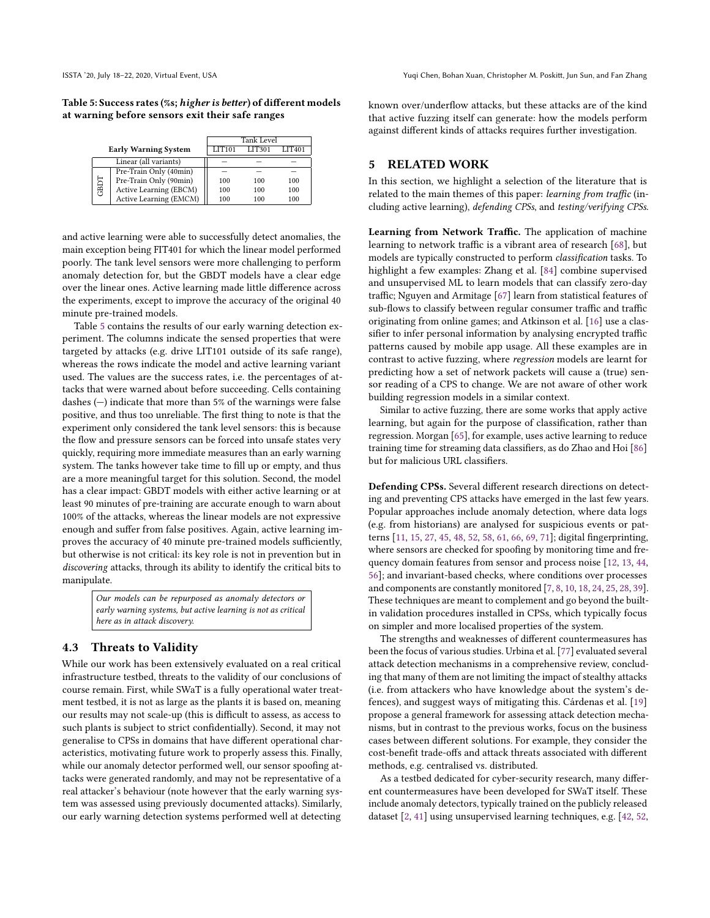**Table 5: Success rates (%s; *higher is better*) of different models at warning before sensors exit their safe ranges**

| Early Warning System | | Tank Level | | |
|---|---|---|---|---|
| | | LIT101 | LIT301 | LIT401 |
| Linear (all variants) | | — | — | — |
| GBDT | Pre-Train Only (40min) | — | — | — |
| | Pre-Train Only (90min) | 100 | 100 | 100 |
| | Active Learning (EBCM) | 100 | 100 | 100 |
| | Active Learning (EMCM) | 100 | 100 | 100 |

and active learning were able to successfully detect anomalies, the main exception being FIT401 for which the linear model performed poorly. The tank level sensors were more challenging to perform anomaly detection for, but the GBDT models have a clear edge over the linear ones. Active learning made little difference across the experiments, except to improve the accuracy of the original 40 minute pre-trained models.

Table 5 contains the results of our early warning detection experiment. The columns indicate the sensed properties that were targeted by attacks (e.g. drive LIT101 outside of its safe range), whereas the rows indicate the model and active learning variant used. The values are the success rates, i.e. the percentages of attacks that were warned about before succeeding. Cells containing dashes (—) indicate that more than 5% of the warnings were false positive, and thus too unreliable. The first thing to note is that the experiment only considered the tank level sensors: this is because the flow and pressure sensors can be forced into unsafe states very quickly, requiring more immediate measures than an early warning system. The tanks however take time to fill up or empty, and thus are a more meaningful target for this solution. Second, the model has a clear impact: GBDT models with either active learning or at least 90 minutes of pre-training are accurate enough to warn about 100% of the attacks, whereas the linear models are not expressive enough and suffer from false positives. Again, active learning improves the accuracy of 40 minute pre-trained models sufficiently, but otherwise is not critical: its key role is not in prevention but in *discovering* attacks, through its ability to identify the critical bits to manipulate.

> *Our models can be repurposed as anomaly detectors or early warning systems, but active learning is not as critical here as in attack discovery.*

### 4.3 Threats to Validity

While our work has been extensively evaluated on a real critical infrastructure testbed, threats to the validity of our conclusions of course remain. First, while SWaT is a fully operational water treatment testbed, it is not as large as the plants it is based on, meaning our results may not scale-up (this is difficult to assess, as access to such plants is subject to strict confidentially). Second, it may not generalise to CPSs in domains that have different operational characteristics, motivating future work to properly assess this. Finally, while our anomaly detector performed well, our sensor spoofing attacks were generated randomly, and may not be representative of a real attacker's behaviour (note however that the early warning system was assessed using previously documented attacks). Similarly, our early warning detection systems performed well at detecting known over/underflow attacks, but these attacks are of the kind that active fuzzing itself can generate: how the models perform against different kinds of attacks requires further investigation.

## 5 RELATED WORK

In this section, we highlight a selection of the literature that is related to the main themes of this paper: *learning from traffic* (including active learning), *defending CPSs*, and *testing/verifying CPSs*.

**Learning from Network Traffic.** The application of machine learning to network traffic is a vibrant area of research [68], but models are typically constructed to perform *classification* tasks. To highlight a few examples: Zhang et al. [84] combine supervised and unsupervised ML to learn models that can classify zero-day traffic; Nguyen and Armitage [67] learn from statistical features of sub-flows to classify between regular consumer traffic and traffic originating from online games; and Atkinson et al. [16] use a classifier to infer personal information by analysing encrypted traffic patterns caused by mobile app usage. All these examples are in contrast to active fuzzing, where *regression* models are learnt for predicting how a set of network packets will cause a (true) sensor reading of a CPS to change. We are not aware of other work building regression models in a similar context.

Similar to active fuzzing, there are some works that apply active learning, but again for the purpose of classification, rather than regression. Morgan [65], for example, uses active learning to reduce training time for streaming data classifiers, as do Zhao and Hoi [86] but for malicious URL classifiers.

**Defending CPSs.** Several different research directions on detecting and preventing CPS attacks have emerged in the last few years. Popular approaches include anomaly detection, where data logs (e.g. from historians) are analysed for suspicious events or patterns [11, 15, 27, 45, 48, 52, 58, 61, 66, 69, 71]; digital fingerprinting, where sensors are checked for spoofing by monitoring time and frequency domain features from sensor and process noise [12, 13, 44, 56]; and invariant-based checks, where conditions over processes and components are constantly monitored [7, 8, 10, 18, 24, 25, 28, 39]. These techniques are meant to complement and go beyond the built-in validation procedures installed in CPSs, which typically focus on simpler and more localised properties of the system.

The strengths and weaknesses of different countermeasures has been the focus of various studies. Urbina et al. [77] evaluated several attack detection mechanisms in a comprehensive review, concluding that many of them are not limiting the impact of stealthy attacks (i.e. from attackers who have knowledge about the system's defences), and suggest ways of mitigating this. Cárdenas et al. [19] propose a general framework for assessing attack detection mechanisms, but in contrast to the previous works, focus on the business cases between different solutions. For example, they consider the cost-benefit trade-offs and attack threats associated with different methods, e.g. centralised vs. distributed.

As a testbed dedicated for cyber-security research, many different countermeasures have been developed for SWaT itself. These include anomaly detectors, typically trained on the publicly released dataset [2, 41] using unsupervised learning techniques, e.g. [42, 52,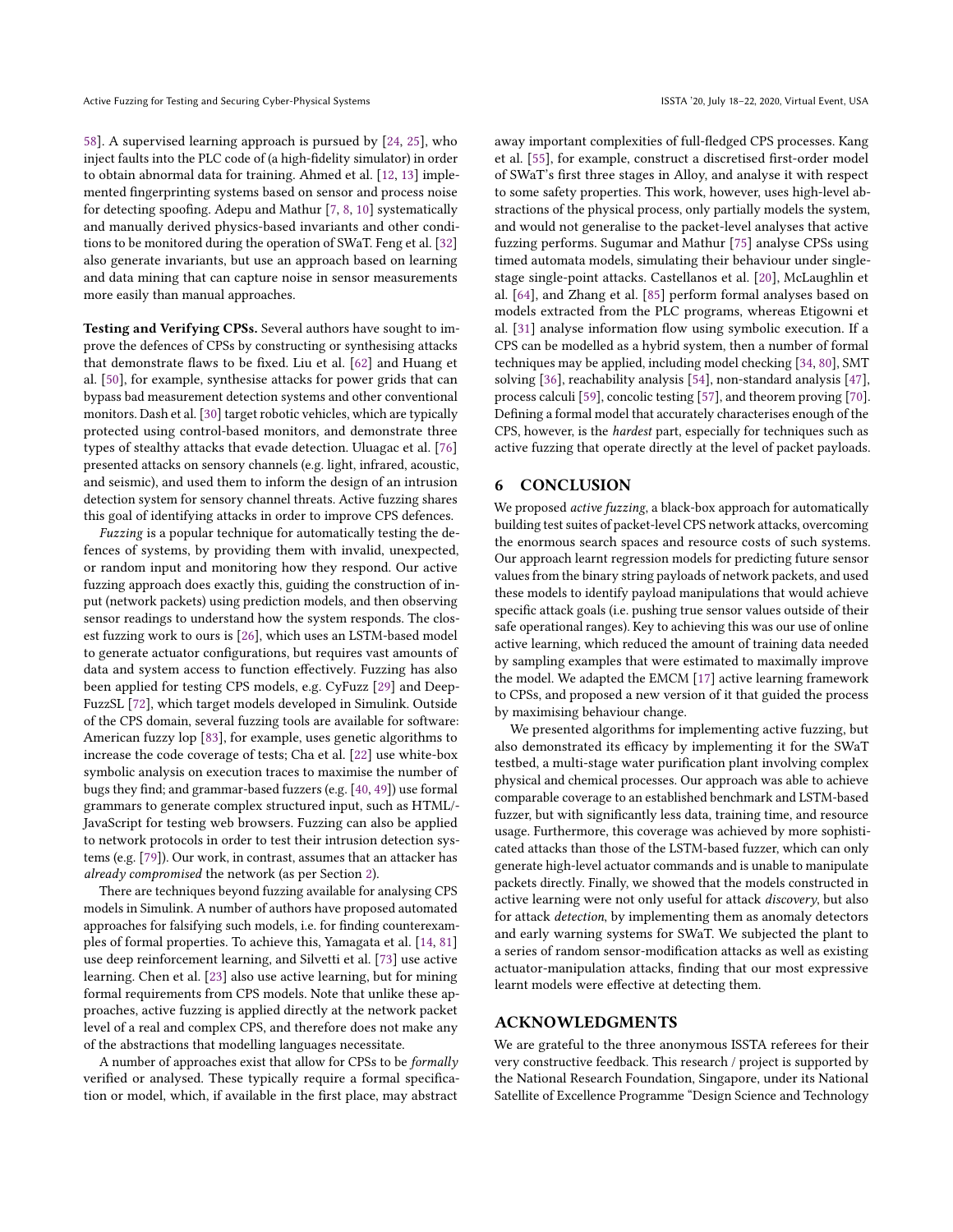58]. A supervised learning approach is pursued by [24, 25], who inject faults into the PLC code of (a high-fidelity simulator) in order to obtain abnormal data for training. Ahmed et al. [12, 13] implemented fingerprinting systems based on sensor and process noise for detecting spoofing. Adepu and Mathur [7, 8, 10] systematically and manually derived physics-based invariants and other conditions to be monitored during the operation of SWaT. Feng et al. [32] also generate invariants, but use an approach based on learning and data mining that can capture noise in sensor measurements more easily than manual approaches.

**Testing and Verifying CPSs.** Several authors have sought to improve the defences of CPSs by constructing or synthesising attacks that demonstrate flaws to be fixed. Liu et al. [62] and Huang et al. [50], for example, synthesise attacks for power grids that can bypass bad measurement detection systems and other conventional monitors. Dash et al. [30] target robotic vehicles, which are typically protected using control-based monitors, and demonstrate three types of stealthy attacks that evade detection. Uluagac et al. [76] presented attacks on sensory channels (e.g. light, infrared, acoustic, and seismic), and used them to inform the design of an intrusion detection system for sensory channel threats. Active fuzzing shares this goal of identifying attacks in order to improve CPS defences.

*Fuzzing* is a popular technique for automatically testing the defences of systems, by providing them with invalid, unexpected, or random input and monitoring how they respond. Our active fuzzing approach does exactly this, guiding the construction of input (network packets) using prediction models, and then observing sensor readings to understand how the system responds. The closest fuzzing work to ours is [26], which uses an LSTM-based model to generate actuator configurations, but requires vast amounts of data and system access to function effectively. Fuzzing has also been applied for testing CPS models, e.g. CyFuzz [29] and DeepFuzzSL [72], which target models developed in Simulink. Outside of the CPS domain, several fuzzing tools are available for software: American fuzzy lop [83], for example, uses genetic algorithms to increase the code coverage of tests; Cha et al. [22] use white-box symbolic analysis on execution traces to maximise the number of bugs they find; and grammar-based fuzzers (e.g. [40, 49]) use formal grammars to generate complex structured input, such as HTML/JavaScript for testing web browsers. Fuzzing can also be applied to network protocols in order to test their intrusion detection systems (e.g. [79]). Our work, in contrast, assumes that an attacker has *already compromised* the network (as per Section 2).

There are techniques beyond fuzzing available for analysing CPS models in Simulink. A number of authors have proposed automated approaches for falsifying such models, i.e. for finding counterexamples of formal properties. To achieve this, Yamagata et al. [14, 81] use deep reinforcement learning, and Silvetti et al. [73] use active learning. Chen et al. [23] also use active learning, but for mining formal requirements from CPS models. Note that unlike these approaches, active fuzzing is applied directly at the network packet level of a real and complex CPS, and therefore does not make any of the abstractions that modelling languages necessitate.

A number of approaches exist that allow for CPSs to be *formally* verified or analysed. These typically require a formal specification or model, which, if available in the first place, may abstract away important complexities of full-fledged CPS processes. Kang et al. [55], for example, construct a discretised first-order model of SWaT's first three stages in Alloy, and analyse it with respect to some safety properties. This work, however, uses high-level abstractions of the physical process, only partially models the system, and would not generalise to the packet-level analyses that active fuzzing performs. Sugumar and Mathur [75] analyse CPSs using timed automata models, simulating their behaviour under single-stage single-point attacks. Castellanos et al. [20], McLaughlin et al. [64], and Zhang et al. [85] perform formal analyses based on models extracted from the PLC programs, whereas Etigowni et al. [31] analyse information flow using symbolic execution. If a CPS can be modelled as a hybrid system, then a number of formal techniques may be applied, including model checking [34, 80], SMT solving [36], reachability analysis [54], non-standard analysis [47], process calculi [59], concolic testing [57], and theorem proving [70]. Defining a formal model that accurately characterises enough of the CPS, however, is the *hardest* part, especially for techniques such as active fuzzing that operate directly at the level of packet payloads.

## 6 CONCLUSION

We proposed *active fuzzing*, a black-box approach for automatically building test suites of packet-level CPS network attacks, overcoming the enormous search spaces and resource costs of such systems. Our approach learnt regression models for predicting future sensor values from the binary string payloads of network packets, and used these models to identify payload manipulations that would achieve specific attack goals (i.e. pushing true sensor values outside of their safe operational ranges). Key to achieving this was our use of online active learning, which reduced the amount of training data needed by sampling examples that were estimated to maximally improve the model. We adapted the EMCM [17] active learning framework to CPSs, and proposed a new version of it that guided the process by maximising behaviour change.

We presented algorithms for implementing active fuzzing, but also demonstrated its efficacy by implementing it for the SWaT testbed, a multi-stage water purification plant involving complex physical and chemical processes. Our approach was able to achieve comparable coverage to an established benchmark and LSTM-based fuzzer, but with significantly less data, training time, and resource usage. Furthermore, this coverage was achieved by more sophisticated attacks than those of the LSTM-based fuzzer, which can only generate high-level actuator commands and is unable to manipulate packets directly. Finally, we showed that the models constructed in active learning were not only useful for attack *discovery*, but also for attack *detection*, by implementing them as anomaly detectors and early warning systems for SWaT. We subjected the plant to a series of random sensor-modification attacks as well as existing actuator-manipulation attacks, finding that our most expressive learnt models were effective at detecting them.

## ACKNOWLEDGMENTS

We are grateful to the three anonymous ISSTA referees for their very constructive feedback. This research / project is supported by the National Research Foundation, Singapore, under its National Satellite of Excellence Programme "Design Science and Technology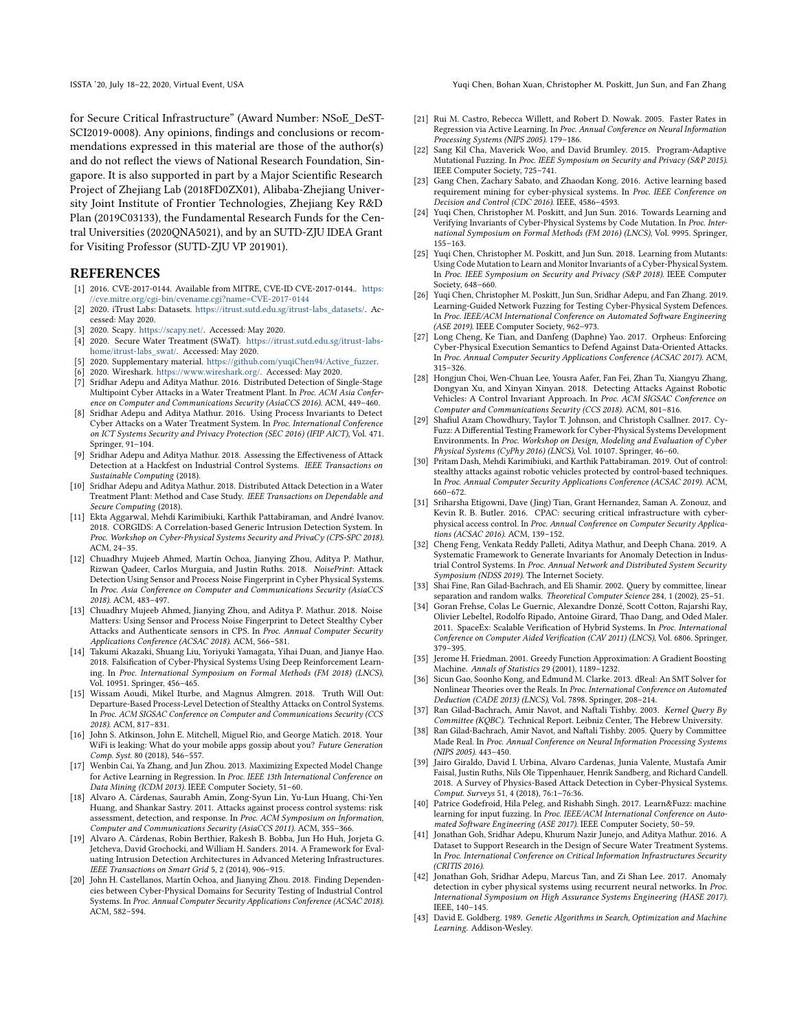for Secure Critical Infrastructure" (Award Number: NSoE_DeST-SCI2019-0008). Any opinions, findings and conclusions or recommendations expressed in this material are those of the author(s) and do not reflect the views of National Research Foundation, Singapore. It is also supported in part by a Major Scientific Research Project of Zhejiang Lab (2018FD0ZX01), Alibaba-Zhejiang University Joint Institute of Frontier Technologies, Zhejiang Key R&D Plan (2019C03133), the Fundamental Research Funds for the Central Universities (2020QNA5021), and by an SUTD-ZJU IDEA Grant for Visiting Professor (SUTD-ZJU VP 201901).

## REFERENCES

- [1] 2016. CVE-2017-0144. Available from MITRE, CVE-ID CVE-2017-0144.. https://cve.mitre.org/cgi-bin/cvename.cgi?name=CVE-2017-0144
- [2] 2020. iTrust Labs: Datasets. https://itrust.sutd.edu.sg/itrust-labs_datasets/. Accessed: May 2020.
- [3] 2020. Scapy. https://scapy.net/. Accessed: May 2020.
- [4] 2020. Secure Water Treatment (SWaT). https://itrust.sutd.edu.sg/itrust-labs-home/itrust-labs_swat/. Accessed: May 2020.
- [5] 2020. Supplementary material. https://github.com/yuqiChen94/Active_fuzzer.
- [6] 2020. Wireshark. https://www.wireshark.org/. Accessed: May 2020.
- [7] Sridhar Adepu and Aditya Mathur. 2016. Distributed Detection of Single-Stage Multipoint Cyber Attacks in a Water Treatment Plant. In *Proc. ACM Asia Conference on Computer and Communications Security (AsiaCCS 2016)*. ACM, 449–460.
- [8] Sridhar Adepu and Aditya Mathur. 2016. Using Process Invariants to Detect Cyber Attacks on a Water Treatment System. In *Proc. International Conference on ICT Systems Security and Privacy Protection (SEC 2016) (IFIP AICT)*, Vol. 471. Springer, 91–104.
- [9] Sridhar Adepu and Aditya Mathur. 2018. Assessing the Effectiveness of Attack Detection at a Hackfest on Industrial Control Systems. *IEEE Transactions on Sustainable Computing* (2018).
- [10] Sridhar Adepu and Aditya Mathur. 2018. Distributed Attack Detection in a Water Treatment Plant: Method and Case Study. *IEEE Transactions on Dependable and Secure Computing* (2018).
- [11] Ekta Aggarwal, Mehdi Karimibiuki, Karthik Pattabiraman, and André Ivanov. 2018. CORGIDS: A Correlation-based Generic Intrusion Detection System. In *Proc. Workshop on Cyber-Physical Systems Security and PrivaCy (CPS-SPC 2018)*. ACM, 24–35.
- [12] Chuadhry Mujeeb Ahmed, Martín Ochoa, Jianying Zhou, Aditya P. Mathur, Rizwan Qadeer, Carlos Murguia, and Justin Ruths. 2018. *NoisePrint*: Attack Detection Using Sensor and Process Noise Fingerprint in Cyber Physical Systems. In *Proc. Asia Conference on Computer and Communications Security (AsiaCCS 2018)*. ACM, 483–497.
- [13] Chuadhry Mujeeb Ahmed, Jianying Zhou, and Aditya P. Mathur. 2018. Noise Matters: Using Sensor and Process Noise Fingerprint to Detect Stealthy Cyber Attacks and Authenticate sensors in CPS. In *Proc. Annual Computer Security Applications Conference (ACSAC 2018)*. ACM, 566–581.
- [14] Takumi Akazaki, Shuang Liu, Yoriyuki Yamagata, Yihai Duan, and Jianye Hao. 2018. Falsification of Cyber-Physical Systems Using Deep Reinforcement Learning. In *Proc. International Symposium on Formal Methods (FM 2018) (LNCS)*, Vol. 10951. Springer, 456–465.
- [15] Wissam Aoudi, Mikel Iturbe, and Magnus Almgren. 2018. Truth Will Out: Departure-Based Process-Level Detection of Stealthy Attacks on Control Systems. In *Proc. ACM SIGSAC Conference on Computer and Communications Security (CCS 2018)*. ACM, 817–831.
- [16] John S. Atkinson, John E. Mitchell, Miguel Rio, and George Matich. 2018. Your WiFi is leaking: What do your mobile apps gossip about you? *Future Generation Comp. Syst.* 80 (2018), 546–557.
- [17] Wenbin Cai, Ya Zhang, and Jun Zhou. 2013. Maximizing Expected Model Change for Active Learning in Regression. In *Proc. IEEE 13th International Conference on Data Mining (ICDM 2013)*. IEEE Computer Society, 51–60.
- [18] Alvaro A. Cárdenas, Saurabh Amin, Zong-Syun Lin, Yu-Lun Huang, Chi-Yen Huang, and Shankar Sastry. 2011. Attacks against process control systems: risk assessment, detection, and response. In *Proc. ACM Symposium on Information, Computer and Communications Security (AsiaCCS 2011)*. ACM, 355–366.
- [19] Alvaro A. Cárdenas, Robin Berthier, Rakesh B. Bobba, Jun Ho Huh, Jorjeta G. Jetcheva, David Grochocki, and William H. Sanders. 2014. A Framework for Evaluating Intrusion Detection Architectures in Advanced Metering Infrastructures. *IEEE Transactions on Smart Grid* 5, 2 (2014), 906–915.
- [20] John H. Castellanos, Martín Ochoa, and Jianying Zhou. 2018. Finding Dependencies between Cyber-Physical Domains for Security Testing of Industrial Control Systems. In *Proc. Annual Computer Security Applications Conference (ACSAC 2018)*. ACM, 582–594.
- [21] Rui M. Castro, Rebecca Willett, and Robert D. Nowak. 2005. Faster Rates in Regression via Active Learning. In *Proc. Annual Conference on Neural Information Processing Systems (NIPS 2005)*. 179–186.
- [22] Sang Kil Cha, Maverick Woo, and David Brumley. 2015. Program-Adaptive Mutational Fuzzing. In *Proc. IEEE Symposium on Security and Privacy (S&P 2015)*. IEEE Computer Society, 725–741.
- [23] Gang Chen, Zachary Sabato, and Zhaodan Kong. 2016. Active learning based requirement mining for cyber-physical systems. In *Proc. IEEE Conference on Decision and Control (CDC 2016)*. IEEE, 4586–4593.
- [24] Yuqi Chen, Christopher M. Poskitt, and Jun Sun. 2016. Towards Learning and Verifying Invariants of Cyber-Physical Systems by Code Mutation. In *Proc. International Symposium on Formal Methods (FM 2016) (LNCS)*, Vol. 9995. Springer, 155–163.
- [25] Yuqi Chen, Christopher M. Poskitt, and Jun Sun. 2018. Learning from Mutants: Using Code Mutation to Learn and Monitor Invariants of a Cyber-Physical System. In *Proc. IEEE Symposium on Security and Privacy (S&P 2018)*. IEEE Computer Society, 648–660.
- [26] Yuqi Chen, Christopher M. Poskitt, Jun Sun, Sridhar Adepu, and Fan Zhang. 2019. Learning-Guided Network Fuzzing for Testing Cyber-Physical System Defences. In *Proc. IEEE/ACM International Conference on Automated Software Engineering (ASE 2019)*. IEEE Computer Society, 962–973.
- [27] Long Cheng, Ke Tian, and Danfeng (Daphne) Yao. 2017. Orpheus: Enforcing Cyber-Physical Execution Semantics to Defend Against Data-Oriented Attacks. In *Proc. Annual Computer Security Applications Conference (ACSAC 2017)*. ACM, 315–326.
- [28] Hongjun Choi, Wen-Chuan Lee, Yousra Aafer, Fan Fei, Zhan Tu, Xiangyu Zhang, Dongyan Xu, and Xinyan Xinyan. 2018. Detecting Attacks Against Robotic Vehicles: A Control Invariant Approach. In *Proc. ACM SIGSAC Conference on Computer and Communications Security (CCS 2018)*. ACM, 801–816.
- [29] Shafiul Azam Chowdhury, Taylor T. Johnson, and Christoph Csallner. 2017. CyFuzz: A Differential Testing Framework for Cyber-Physical Systems Development Environments. In *Proc. Workshop on Design, Modeling and Evaluation of Cyber Physical Systems (CyPhy 2016) (LNCS)*, Vol. 10107. Springer, 46–60.
- [30] Pritam Dash, Mehdi Karimibiuki, and Karthik Pattabiraman. 2019. Out of control: stealthy attacks against robotic vehicles protected by control-based techniques. In *Proc. Annual Computer Security Applications Conference (ACSAC 2019)*. ACM, 660–672.
- [31] Sriharsha Etigowni, Dave (Jing) Tian, Grant Hernandez, Saman A. Zonouz, and Kevin R. B. Butler. 2016. CPAC: securing critical infrastructure with cyber-physical access control. In *Proc. Annual Conference on Computer Security Applications (ACSAC 2016)*. ACM, 139–152.
- [32] Cheng Feng, Venkata Reddy Palleti, Aditya Mathur, and Deeph Chana. 2019. A Systematic Framework to Generate Invariants for Anomaly Detection in Industrial Control Systems. In *Proc. Annual Network and Distributed System Security Symposium (NDSS 2019)*. The Internet Society.
- [33] Shai Fine, Ran Gilad-Bachrach, and Eli Shamir. 2002. Query by committee, linear separation and random walks. *Theoretical Computer Science* 284, 1 (2002), 25–51.
- [34] Goran Frehse, Colas Le Guernic, Alexandre Donzé, Scott Cotton, Rajarshi Ray, Olivier Lebeltel, Rodolfo Ripado, Antoine Girard, Thao Dang, and Oded Maler. 2011. SpaceEx: Scalable Verification of Hybrid Systems. In *Proc. International Conference on Computer Aided Verification (CAV 2011) (LNCS)*, Vol. 6806. Springer, 379–395.
- [35] Jerome H. Friedman. 2001. Greedy Function Approximation: A Gradient Boosting Machine. *Annals of Statistics* 29 (2001), 1189–1232.
- [36] Sicun Gao, Soonho Kong, and Edmund M. Clarke. 2013. dReal: An SMT Solver for Nonlinear Theories over the Reals. In *Proc. International Conference on Automated Deduction (CADE 2013) (LNCS)*, Vol. 7898. Springer, 208–214.
- [37] Ran Gilad-Bachrach, Amir Navot, and Naftali Tishby. 2003. *Kernel Query By Committee (KQBC)*. Technical Report. Leibniz Center, The Hebrew University.
- [38] Ran Gilad-Bachrach, Amir Navot, and Naftali Tishby. 2005. Query by Committee Made Real. In *Proc. Annual Conference on Neural Information Processing Systems (NIPS 2005)*. 443–450.
- [39] Jairo Giraldo, David I. Urbina, Alvaro Cardenas, Junia Valente, Mustafa Amir Faisal, Justin Ruths, Nils Ole Tippenhauer, Henrik Sandberg, and Richard Candell. 2018. A Survey of Physics-Based Attack Detection in Cyber-Physical Systems. *Comput. Surveys* 51, 4 (2018), 76:1–76:36.
- [40] Patrice Godefroid, Hila Peleg, and Rishabh Singh. 2017. Learn&Fuzz: machine learning for input fuzzing. In *Proc. IEEE/ACM International Conference on Automated Software Engineering (ASE 2017)*. IEEE Computer Society, 50–59.
- [41] Jonathan Goh, Sridhar Adepu, Khurum Nazir Junejo, and Aditya Mathur. 2016. A Dataset to Support Research in the Design of Secure Water Treatment Systems. In *Proc. International Conference on Critical Information Infrastructures Security (CRITIS 2016)*.
- [42] Jonathan Goh, Sridhar Adepu, Marcus Tan, and Zi Shan Lee. 2017. Anomaly detection in cyber physical systems using recurrent neural networks. In *Proc. International Symposium on High Assurance Systems Engineering (HASE 2017)*. IEEE, 140–145.
- [43] David E. Goldberg. 1989. *Genetic Algorithms in Search, Optimization and Machine Learning*. Addison-Wesley.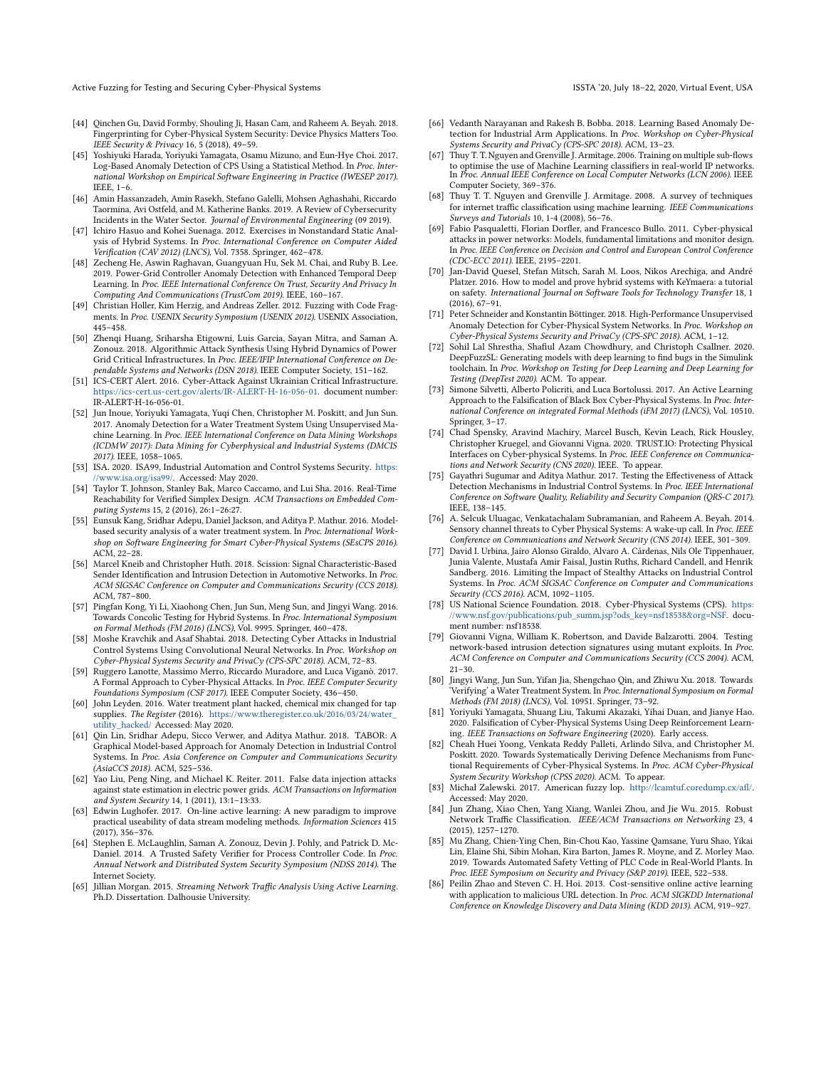[44] Qinchen Gu, David Formby, Shouling Ji, Hasan Cam, and Raheem A. Beyah. 2018. Fingerprinting for Cyber-Physical System Security: Device Physics Matters Too. *IEEE Security & Privacy* 16, 5 (2018), 49–59.

[45] Yoshiyuki Harada, Yoriyuki Yamagata, Osamu Mizuno, and Eun-Hye Choi. 2017. Log-Based Anomaly Detection of CPS Using a Statistical Method. In *Proc. International Workshop on Empirical Software Engineering in Practice (IWESEP 2017)*. IEEE, 1–6.

[46] Amin Hassanzadeh, Amin Rasekh, Stefano Galelli, Mohsen Aghashahi, Riccardo Taormina, Avi Ostfeld, and M. Katherine Banks. 2019. A Review of Cybersecurity Incidents in the Water Sector. *Journal of Environmental Engineering* (09 2019).

[47] Ichiro Hasuo and Kohei Suenaga. 2012. Exercises in Nonstandard Static Analysis of Hybrid Systems. In *Proc. International Conference on Computer Aided Verification (CAV 2012) (LNCS)*, Vol. 7358. Springer, 462–478.

[48] Zecheng He, Aswin Raghavan, Guangyuan Hu, Sek M. Chai, and Ruby B. Lee. 2019. Power-Grid Controller Anomaly Detection with Enhanced Temporal Deep Learning. In *Proc. IEEE International Conference On Trust, Security And Privacy In Computing And Communications (TrustCom 2019)*. IEEE, 160–167.

[49] Christian Holler, Kim Herzig, and Andreas Zeller. 2012. Fuzzing with Code Fragments. In *Proc. USENIX Security Symposium (USENIX 2012)*. USENIX Association, 445–458.

[50] Zhenqi Huang, Sriharsha Etigowni, Luis Garcia, Sayan Mitra, and Saman A. Zonouz. 2018. Algorithmic Attack Synthesis Using Hybrid Dynamics of Power Grid Critical Infrastructures. In *Proc. IEEE/IFIP International Conference on Dependable Systems and Networks (DSN 2018)*. IEEE Computer Society, 151–162.

[51] ICS-CERT Alert. 2016. Cyber-Attack Against Ukrainian Critical Infrastructure. https://ics-cert.us-cert.gov/alerts/IR-ALERT-H-16-056-01. document number: IR-ALERT-H-16-056-01.

[52] Jun Inoue, Yoriyuki Yamagata, Yuqi Chen, Christopher M. Poskitt, and Jun Sun. 2017. Anomaly Detection for a Water Treatment System Using Unsupervised Machine Learning. In *Proc. IEEE International Conference on Data Mining Workshops (ICDMW 2017): Data Mining for Cyberphysical and Industrial Systems (DMCIS 2017)*. IEEE, 1058–1065.

[53] ISA. 2020. ISA99, Industrial Automation and Control Systems Security. https://www.isa.org/isa99/. Accessed: May 2020.

[54] Taylor T. Johnson, Stanley Bak, Marco Caccamo, and Lui Sha. 2016. Real-Time Reachability for Verified Simplex Design. *ACM Transactions on Embedded Computing Systems* 15, 2 (2016), 26:1–26:27.

[55] Eunsuk Kang, Sridhar Adepu, Daniel Jackson, and Aditya P. Mathur. 2016. Model-based security analysis of a water treatment system. In *Proc. International Workshop on Software Engineering for Smart Cyber-Physical Systems (SEsCPS 2016)*. ACM, 22–28.

[56] Marcel Kneib and Christopher Huth. 2018. Scission: Signal Characteristic-Based Sender Identification and Intrusion Detection in Automotive Networks. In *Proc. ACM SIGSAC Conference on Computer and Communications Security (CCS 2018)*. ACM, 787–800.

[57] Pingfan Kong, Yi Li, Xiaohong Chen, Jun Sun, Meng Sun, and Jingyi Wang. 2016. Towards Concolic Testing for Hybrid Systems. In *Proc. International Symposium on Formal Methods (FM 2016) (LNCS)*, Vol. 9995. Springer, 460–478.

[58] Moshe Kravchik and Asaf Shabtai. 2018. Detecting Cyber Attacks in Industrial Control Systems Using Convolutional Neural Networks. In *Proc. Workshop on Cyber-Physical Systems Security and PrivaCy (CPS-SPC 2018)*. ACM, 72–83.

[59] Ruggero Lanotte, Massimo Merro, Riccardo Muradore, and Luca Viganò. 2017. A Formal Approach to Cyber-Physical Attacks. In *Proc. IEEE Computer Security Foundations Symposium (CSF 2017)*. IEEE Computer Society, 436–450.

[60] John Leyden. 2016. Water treatment plant hacked, chemical mix changed for tap supplies. *The Register* (2016). https://www.theregister.co.uk/2016/03/24/water_utility_hacked/ Accessed: May 2020.

[61] Qin Lin, Sridhar Adepu, Sicco Verwer, and Aditya Mathur. 2018. TABOR: A Graphical Model-based Approach for Anomaly Detection in Industrial Control Systems. In *Proc. Asia Conference on Computer and Communications Security (AsiaCCS 2018)*. ACM, 525–536.

[62] Yao Liu, Peng Ning, and Michael K. Reiter. 2011. False data injection attacks against state estimation in electric power grids. *ACM Transactions on Information and System Security* 14, 1 (2011), 13:1–13:33.

[63] Edwin Lughofer. 2017. On-line active learning: A new paradigm to improve practical useability of data stream modeling methods. *Information Sciences* 415 (2017), 356–376.

[64] Stephen E. McLaughlin, Saman A. Zonouz, Devin J. Pohly, and Patrick D. McDaniel. 2014. A Trusted Safety Verifier for Process Controller Code. In *Proc. Annual Network and Distributed System Security Symposium (NDSS 2014)*. The Internet Society.

[65] Jillian Morgan. 2015. *Streaming Network Traffic Analysis Using Active Learning*. Ph.D. Dissertation. Dalhousie University.

[66] Vedanth Narayanan and Rakesh B. Bobba. 2018. Learning Based Anomaly Detection for Industrial Arm Applications. In *Proc. Workshop on Cyber-Physical Systems Security and PrivaCy (CPS-SPC 2018)*. ACM, 13–23.

[67] Thuy T. T. Nguyen and Grenville J. Armitage. 2006. Training on multiple sub-flows to optimise the use of Machine Learning classifiers in real-world IP networks. In *Proc. Annual IEEE Conference on Local Computer Networks (LCN 2006)*. IEEE Computer Society, 369–376.

[68] Thuy T. T. Nguyen and Grenville J. Armitage. 2008. A survey of techniques for internet traffic classification using machine learning. *IEEE Communications Surveys and Tutorials* 10, 1-4 (2008), 56–76.

[69] Fabio Pasqualetti, Florian Dorfler, and Francesco Bullo. 2011. Cyber-physical attacks in power networks: Models, fundamental limitations and monitor design. In *Proc. IEEE Conference on Decision and Control and European Control Conference (CDC-ECC 2011)*. IEEE, 2195–2201.

[70] Jan-David Quesel, Stefan Mitsch, Sarah M. Loos, Nikos Arechiga, and André Platzer. 2016. How to model and prove hybrid systems with KeYmaera: a tutorial on safety. *International Journal on Software Tools for Technology Transfer* 18, 1 (2016), 67–91.

[71] Peter Schneider and Konstantin Böttinger. 2018. High-Performance Unsupervised Anomaly Detection for Cyber-Physical System Networks. In *Proc. Workshop on Cyber-Physical Systems Security and PrivaCy (CPS-SPC 2018)*. ACM, 1–12.

[72] Sohil Lal Shrestha, Shafiul Azam Chowdhury, and Christoph Csallner. 2020. DeepFuzzSL: Generating models with deep learning to find bugs in the Simulink toolchain. In *Proc. Workshop on Testing for Deep Learning and Deep Learning for Testing (DeepTest 2020)*. ACM. To appear.

[73] Simone Silvetti, Alberto Policriti, and Luca Bortolussi. 2017. An Active Learning Approach to the Falsification of Black Box Cyber-Physical Systems. In *Proc. International Conference on integrated Formal Methods (iFM 2017) (LNCS)*, Vol. 10510. Springer, 3–17.

[74] Chad Spensky, Aravind Machiry, Marcel Busch, Kevin Leach, Rick Housley, Christopher Kruegel, and Giovanni Vigna. 2020. TRUST.IO: Protecting Physical Interfaces on Cyber-physical Systems. In *Proc. IEEE Conference on Communications and Network Security (CNS 2020)*. IEEE. To appear.

[75] Gayathri Sugumar and Aditya Mathur. 2017. Testing the Effectiveness of Attack Detection Mechanisms in Industrial Control Systems. In *Proc. IEEE International Conference on Software Quality, Reliability and Security Companion (QRS-C 2017)*. IEEE, 138–145.

[76] A. Selcuk Uluagac, Venkatachalam Subramanian, and Raheem A. Beyah. 2014. Sensory channel threats to Cyber Physical Systems: A wake-up call. In *Proc. IEEE Conference on Communications and Network Security (CNS 2014)*. IEEE, 301–309.

[77] David I. Urbina, Jairo Alonso Giraldo, Alvaro A. Cárdenas, Nils Ole Tippenhauer, Junia Valente, Mustafa Amir Faisal, Justin Ruths, Richard Candell, and Henrik Sandberg. 2016. Limiting the Impact of Stealthy Attacks on Industrial Control Systems. In *Proc. ACM SIGSAC Conference on Computer and Communications Security (CCS 2016)*. ACM, 1092–1105.

[78] US National Science Foundation. 2018. Cyber-Physical Systems (CPS). https://www.nsf.gov/publications/pub_summ.jsp?ods_key=nsf18538&org=NSF. document number: nsf18538.

[79] Giovanni Vigna, William K. Robertson, and Davide Balzarotti. 2004. Testing network-based intrusion detection signatures using mutant exploits. In *Proc. ACM Conference on Computer and Communications Security (CCS 2004)*. ACM, 21–30.

[80] Jingyi Wang, Jun Sun, Yifan Jia, Shengchao Qin, and Zhiwu Xu. 2018. Towards 'Verifying' a Water Treatment System. In *Proc. International Symposium on Formal Methods (FM 2018) (LNCS)*, Vol. 10951. Springer, 73–92.

[81] Yoriyuki Yamagata, Shuang Liu, Takumi Akazaki, Yihai Duan, and Jianye Hao. 2020. Falsification of Cyber-Physical Systems Using Deep Reinforcement Learning. *IEEE Transactions on Software Engineering* (2020). Early access.

[82] Cheah Huei Yoong, Venkata Reddy Palleti, Arlindo Silva, and Christopher M. Poskitt. 2020. Towards Systematically Deriving Defence Mechanisms from Functional Requirements of Cyber-Physical Systems. In *Proc. ACM Cyber-Physical System Security Workshop (CPSS 2020)*. ACM. To appear.

[83] Michał Zalewski. 2017. American fuzzy lop. http://lcamtuf.coredump.cx/afl/. Accessed: May 2020.

[84] Jun Zhang, Xiao Chen, Yang Xiang, Wanlei Zhou, and Jie Wu. 2015. Robust Network Traffic Classification. *IEEE/ACM Transactions on Networking* 23, 4 (2015), 1257–1270.

[85] Mu Zhang, Chien-Ying Chen, Bin-Chou Kao, Yassine Qamsane, Yuru Shao, Yikai Lin, Elaine Shi, Sibin Mohan, Kira Barton, James R. Moyne, and Z. Morley Mao. 2019. Towards Automated Safety Vetting of PLC Code in Real-World Plants. In *Proc. IEEE Symposium on Security and Privacy (S&P 2019)*. IEEE, 522–538.

[86] Peilin Zhao and Steven C. H. Hoi. 2013. Cost-sensitive online active learning with application to malicious URL detection. In *Proc. ACM SIGKDD International Conference on Knowledge Discovery and Data Mining (KDD 2013)*. ACM, 919–927.